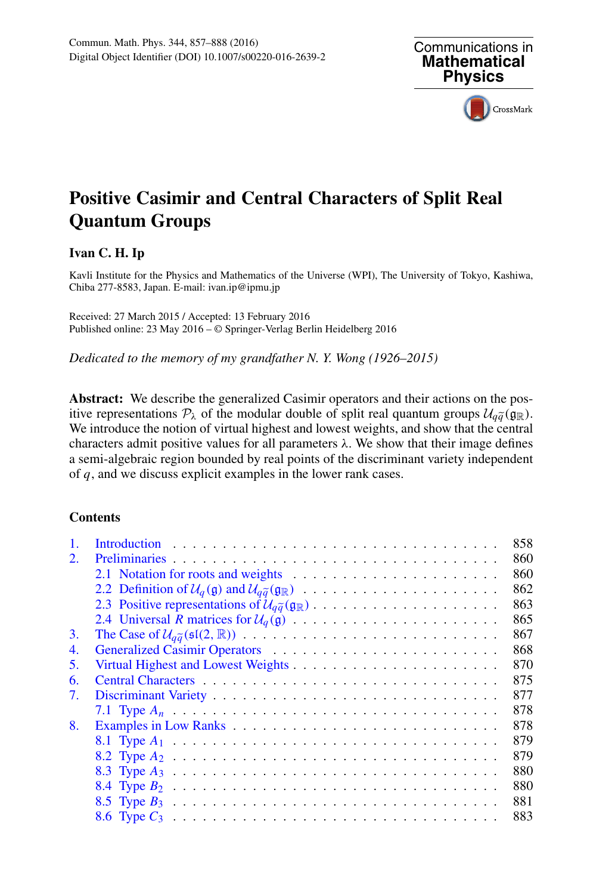# Positive Casimir and Central Characters of Split Real Quantum Groups

**Ivan C. H. Ip**

Kavli Institute for the Physics and Mathematics of the Universe (WPI), The University of Tokyo, Kashiwa, Chiba 277-8583, Japan. E-mail: ivan.ip@ipmu.jp

Received: 27 March 2015 / Accepted: 13 February 2016
Published online: 23 May 2016 – © Springer-Verlag Berlin Heidelberg 2016

*Dedicated to the memory of my grandfather N. Y. Wong (1926–2015)*

**Abstract:** We describe the generalized Casimir operators and their actions on the positive representations $\mathcal{P}_\lambda$ of the modular double of split real quantum groups $\mathcal{U}_{q\tilde{q}}(\mathfrak{g}_\mathbb{R})$. We introduce the notion of virtual highest and lowest weights, and show that the central characters admit positive values for all parameters $\lambda$. We show that their image defines a semi-algebraic region bounded by real points of the discriminant variety independent of $q$, and we discuss explicit examples in the lower rank cases.

**Contents**

1. Introduction . . . 858
2. Preliminaries . . . 860
   - 2.1 Notation for roots and weights . . . 860
   - 2.2 Definition of $\mathcal{U}_q(\mathfrak{g})$ and $\mathcal{U}_{q\tilde{q}}(\mathfrak{g}_\mathbb{R})$ . . . 862
   - 2.3 Positive representations of $\mathcal{U}_{q\tilde{q}}(\mathfrak{g}_\mathbb{R})$ . . . 863
   - 2.4 Universal $R$ matrices for $\mathcal{U}_q(\mathfrak{g})$ . . . 865
3. The Case of $\mathcal{U}_{q\tilde{q}}(\mathfrak{sl}(2,\mathbb{R}))$ . . . 867
4. Generalized Casimir Operators . . . 868
5. Virtual Highest and Lowest Weights . . . 870
6. Central Characters . . . 875
7. Discriminant Variety . . . 877
   - 7.1 Type $A_n$ . . . 878
8. Examples in Low Ranks . . . 878
   - 8.1 Type $A_1$ . . . 879
   - 8.2 Type $A_2$ . . . 879
   - 8.3 Type $A_3$ . . . 880
   - 8.4 Type $B_2$ . . . 880
   - 8.5 Type $B_3$ . . . 881
   - 8.6 Type $C_3$ . . . 883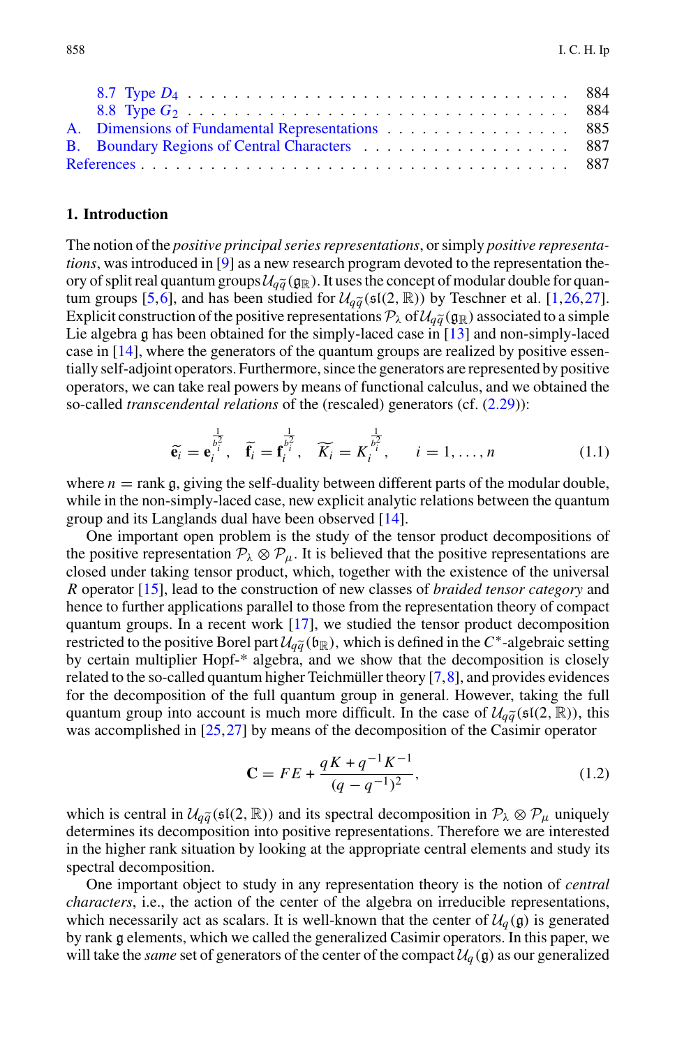8.7 Type $D_4$ . . . . . . . . . . . . . . . . . . . . . . . . . . . . . . . . . 884
8.8 Type $G_2$ . . . . . . . . . . . . . . . . . . . . . . . . . . . . . . . . . 884
A. Dimensions of Fundamental Representations . . . . . . . . . . . . . . . . 885
B. Boundary Regions of Central Characters . . . . . . . . . . . . . . . . . . 887
References . . . . . . . . . . . . . . . . . . . . . . . . . . . . . . . . . . . 887

## 1. Introduction

The notion of the *positive principal series representations*, or simply *positive representations*, was introduced in [9] as a new research program devoted to the representation theory of split real quantum groups $\mathcal{U}_{q\widetilde{q}}(\mathfrak{g}_{\mathbb{R}})$. It uses the concept of modular double for quantum groups [5,6], and has been studied for $\mathcal{U}_{q\widetilde{q}}(\mathfrak{sl}(2,\mathbb{R}))$ by Teschner et al. [1,26,27]. Explicit construction of the positive representations $\mathcal{P}_\lambda$ of $\mathcal{U}_{q\widetilde{q}}(\mathfrak{g}_{\mathbb{R}})$ associated to a simple Lie algebra $\mathfrak{g}$ has been obtained for the simply-laced case in [13] and non-simply-laced case in [14], where the generators of the quantum groups are realized by positive essentially self-adjoint operators. Furthermore, since the generators are represented by positive operators, we can take real powers by means of functional calculus, and we obtained the so-called *transcendental relations* of the (rescaled) generators (cf. (2.29)):

$$\widetilde{\mathbf{e}}_i = \mathbf{e}_i^{\frac{1}{b_i^2}}, \quad \widetilde{\mathbf{f}}_i = \mathbf{f}_i^{\frac{1}{b_i^2}}, \quad \widetilde{K_i} = K_i^{\frac{1}{b_i^2}}, \qquad i = 1, \ldots, n \tag{1.1}$$

where $n = \operatorname{rank} \mathfrak{g}$, giving the self-duality between different parts of the modular double, while in the non-simply-laced case, new explicit analytic relations between the quantum group and its Langlands dual have been observed [14].

One important open problem is the study of the tensor product decompositions of the positive representation $\mathcal{P}_\lambda \otimes \mathcal{P}_\mu$. It is believed that the positive representations are closed under taking tensor product, which, together with the existence of the universal $R$ operator [15], lead to the construction of new classes of *braided tensor category* and hence to further applications parallel to those from the representation theory of compact quantum groups. In a recent work [17], we studied the tensor product decomposition restricted to the positive Borel part $\mathcal{U}_{q\widetilde{q}}(\mathfrak{b}_{\mathbb{R}})$, which is defined in the $C^*$-algebraic setting by certain multiplier Hopf-* algebra, and we show that the decomposition is closely related to the so-called quantum higher Teichmüller theory [7,8], and provides evidences for the decomposition of the full quantum group in general. However, taking the full quantum group into account is much more difficult. In the case of $\mathcal{U}_{q\widetilde{q}}(\mathfrak{sl}(2,\mathbb{R}))$, this was accomplished in [25,27] by means of the decomposition of the Casimir operator

$$\mathbf{C} = FE + \frac{qK + q^{-1}K^{-1}}{(q - q^{-1})^2}, \tag{1.2}$$

which is central in $\mathcal{U}_{q\widetilde{q}}(\mathfrak{sl}(2,\mathbb{R}))$ and its spectral decomposition in $\mathcal{P}_\lambda \otimes \mathcal{P}_\mu$ uniquely determines its decomposition into positive representations. Therefore we are interested in the higher rank situation by looking at the appropriate central elements and study its spectral decomposition.

One important object to study in any representation theory is the notion of *central characters*, i.e., the action of the center of the algebra on irreducible representations, which necessarily act as scalars. It is well-known that the center of $\mathcal{U}_q(\mathfrak{g})$ is generated by rank $\mathfrak{g}$ elements, which we called the generalized Casimir operators. In this paper, we will take the *same* set of generators of the center of the compact $\mathcal{U}_q(\mathfrak{g})$ as our generalized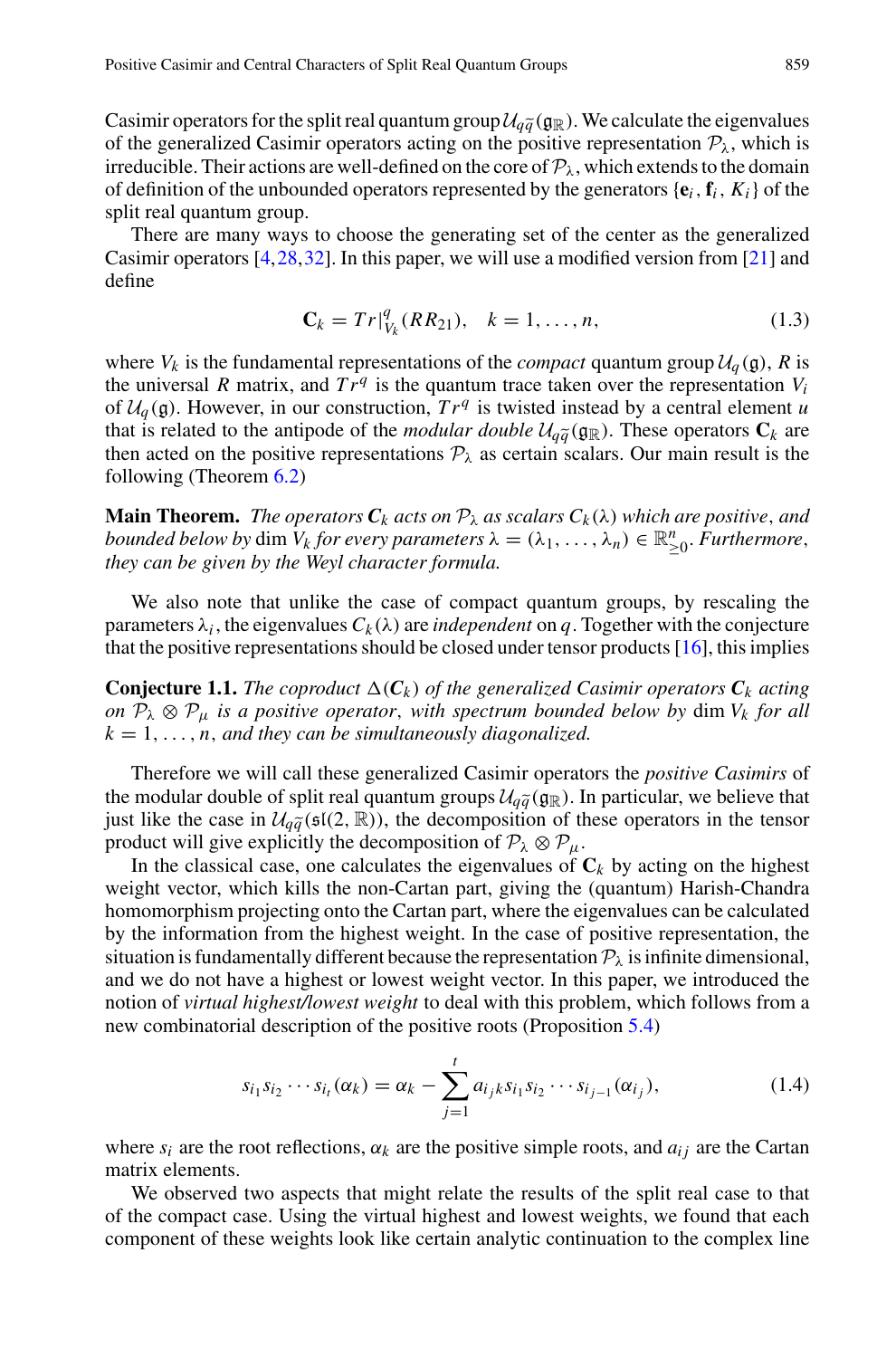Casimir operators for the split real quantum group $\mathcal{U}_{q\widetilde{q}}(\mathfrak{g}_{\mathbb{R}})$. We calculate the eigenvalues of the generalized Casimir operators acting on the positive representation $\mathcal{P}_\lambda$, which is irreducible. Their actions are well-defined on the core of $\mathcal{P}_\lambda$, which extends to the domain of definition of the unbounded operators represented by the generators $\{\mathbf{e}_i, \mathbf{f}_i, K_i\}$ of the split real quantum group.

There are many ways to choose the generating set of the center as the generalized Casimir operators [4,28,32]. In this paper, we will use a modified version from [21] and define

$$\mathbf{C}_k = Tr|_{V_k}^q (RR_{21}), \quad k = 1, \ldots, n, \tag{1.3}$$

where $V_k$ is the fundamental representations of the *compact* quantum group $\mathcal{U}_q(\mathfrak{g})$, $R$ is the universal $R$ matrix, and $Tr^q$ is the quantum trace taken over the representation $V_i$ of $\mathcal{U}_q(\mathfrak{g})$. However, in our construction, $Tr^q$ is twisted instead by a central element $u$ that is related to the antipode of the *modular double* $\mathcal{U}_{q\widetilde{q}}(\mathfrak{g}_{\mathbb{R}})$. These operators $\mathbf{C}_k$ are then acted on the positive representations $\mathcal{P}_\lambda$ as certain scalars. Our main result is the following (Theorem 6.2)

**Main Theorem.** *The operators $\boldsymbol{C}_k$ acts on $\mathcal{P}_\lambda$ as scalars $C_k(\lambda)$ which are positive, and bounded below by* $\dim V_k$ *for every parameters $\lambda = (\lambda_1, \ldots, \lambda_n) \in \mathbb{R}^n_{\geq 0}$. Furthermore, they can be given by the Weyl character formula.*

We also note that unlike the case of compact quantum groups, by rescaling the parameters $\lambda_i$, the eigenvalues $C_k(\lambda)$ are *independent* on $q$. Together with the conjecture that the positive representations should be closed under tensor products [16], this implies

**Conjecture 1.1.** *The coproduct $\Delta(\boldsymbol{C}_k)$ of the generalized Casimir operators $\boldsymbol{C}_k$ acting on $\mathcal{P}_\lambda \otimes \mathcal{P}_\mu$ is a positive operator, with spectrum bounded below by* $\dim V_k$ *for all $k = 1, \ldots, n$, and they can be simultaneously diagonalized.*

Therefore we will call these generalized Casimir operators the *positive Casimirs* of the modular double of split real quantum groups $\mathcal{U}_{q\widetilde{q}}(\mathfrak{g}_{\mathbb{R}})$. In particular, we believe that just like the case in $\mathcal{U}_{q\widetilde{q}}(\mathfrak{sl}(2, \mathbb{R}))$, the decomposition of these operators in the tensor product will give explicitly the decomposition of $\mathcal{P}_\lambda \otimes \mathcal{P}_\mu$.

In the classical case, one calculates the eigenvalues of $\mathbf{C}_k$ by acting on the highest weight vector, which kills the non-Cartan part, giving the (quantum) Harish-Chandra homomorphism projecting onto the Cartan part, where the eigenvalues can be calculated by the information from the highest weight. In the case of positive representation, the situation is fundamentally different because the representation $\mathcal{P}_\lambda$ is infinite dimensional, and we do not have a highest or lowest weight vector. In this paper, we introduced the notion of *virtual highest/lowest weight* to deal with this problem, which follows from a new combinatorial description of the positive roots (Proposition 5.4)

$$s_{i_1} s_{i_2} \cdots s_{i_t}(\alpha_k) = \alpha_k - \sum_{j=1}^{t} a_{i_j k} s_{i_1} s_{i_2} \cdots s_{i_{j-1}}(\alpha_{i_j}), \tag{1.4}$$

where $s_i$ are the root reflections, $\alpha_k$ are the positive simple roots, and $a_{ij}$ are the Cartan matrix elements.

We observed two aspects that might relate the results of the split real case to that of the compact case. Using the virtual highest and lowest weights, we found that each component of these weights look like certain analytic continuation to the complex line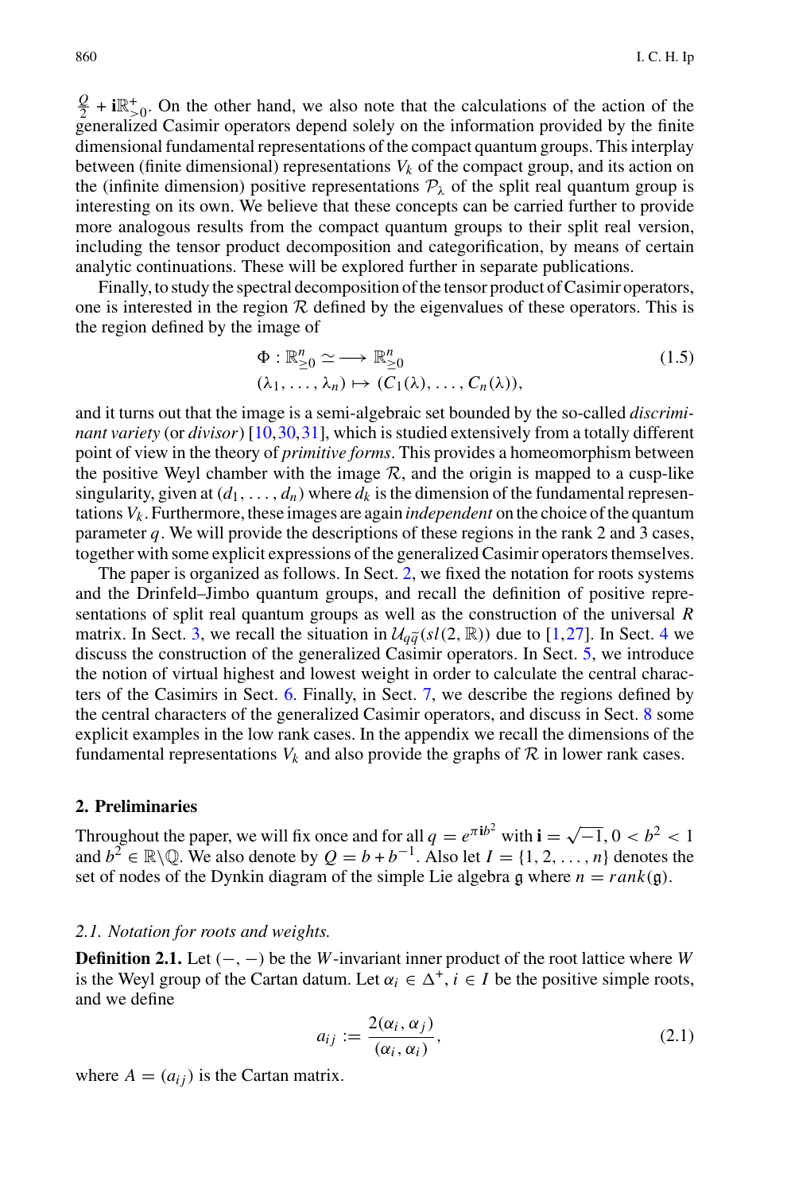$\frac{Q}{2} + \mathbf{i}\mathbb{R}^+_{>0}$. On the other hand, we also note that the calculations of the action of the generalized Casimir operators depend solely on the information provided by the finite dimensional fundamental representations of the compact quantum groups. This interplay between (finite dimensional) representations $V_k$ of the compact group, and its action on the (infinite dimension) positive representations $\mathcal{P}_\lambda$ of the split real quantum group is interesting on its own. We believe that these concepts can be carried further to provide more analogous results from the compact quantum groups to their split real version, including the tensor product decomposition and categorification, by means of certain analytic continuations. These will be explored further in separate publications.

Finally, to study the spectral decomposition of the tensor product of Casimir operators, one is interested in the region $\mathcal{R}$ defined by the eigenvalues of these operators. This is the region defined by the image of

$$
\begin{aligned}
\Phi : \mathbb{R}^n_{\geq 0} &\simeq\longrightarrow \mathbb{R}^n_{\geq 0} \\
(\lambda_1, \ldots, \lambda_n) &\mapsto (C_1(\lambda), \ldots, C_n(\lambda)),
\end{aligned}
\tag{1.5}
$$

and it turns out that the image is a semi-algebraic set bounded by the so-called *discriminant variety* (or *divisor*) [10,30,31], which is studied extensively from a totally different point of view in the theory of *primitive forms*. This provides a homeomorphism between the positive Weyl chamber with the image $\mathcal{R}$, and the origin is mapped to a cusp-like singularity, given at $(d_1, \ldots, d_n)$ where $d_k$ is the dimension of the fundamental representations $V_k$. Furthermore, these images are again *independent* on the choice of the quantum parameter $q$. We will provide the descriptions of these regions in the rank 2 and 3 cases, together with some explicit expressions of the generalized Casimir operators themselves.

The paper is organized as follows. In Sect. 2, we fixed the notation for roots systems and the Drinfeld–Jimbo quantum groups, and recall the definition of positive representations of split real quantum groups as well as the construction of the universal $R$ matrix. In Sect. 3, we recall the situation in $\mathcal{U}_{q\tilde{q}}(sl(2,\mathbb{R}))$ due to [1,27]. In Sect. 4 we discuss the construction of the generalized Casimir operators. In Sect. 5, we introduce the notion of virtual highest and lowest weight in order to calculate the central characters of the Casimirs in Sect. 6. Finally, in Sect. 7, we describe the regions defined by the central characters of the generalized Casimir operators, and discuss in Sect. 8 some explicit examples in the low rank cases. In the appendix we recall the dimensions of the fundamental representations $V_k$ and also provide the graphs of $\mathcal{R}$ in lower rank cases.

## 2. Preliminaries

Throughout the paper, we will fix once and for all $q = e^{\pi \mathbf{i} b^2}$ with $\mathbf{i} = \sqrt{-1}$, $0 < b^2 < 1$ and $b^2 \in \mathbb{R}\backslash\mathbb{Q}$. We also denote by $Q = b + b^{-1}$. Also let $I = \{1, 2, \ldots, n\}$ denotes the set of nodes of the Dynkin diagram of the simple Lie algebra $\mathfrak{g}$ where $n = rank(\mathfrak{g})$.

### *2.1. Notation for roots and weights.*

**Definition 2.1.** Let $(-,-)$ be the $W$-invariant inner product of the root lattice where $W$ is the Weyl group of the Cartan datum. Let $\alpha_i \in \Delta^+$, $i \in I$ be the positive simple roots, and we define

$$
a_{ij} := \frac{2(\alpha_i, \alpha_j)}{(\alpha_i, \alpha_i)},
\tag{2.1}
$$

where $A = (a_{ij})$ is the Cartan matrix.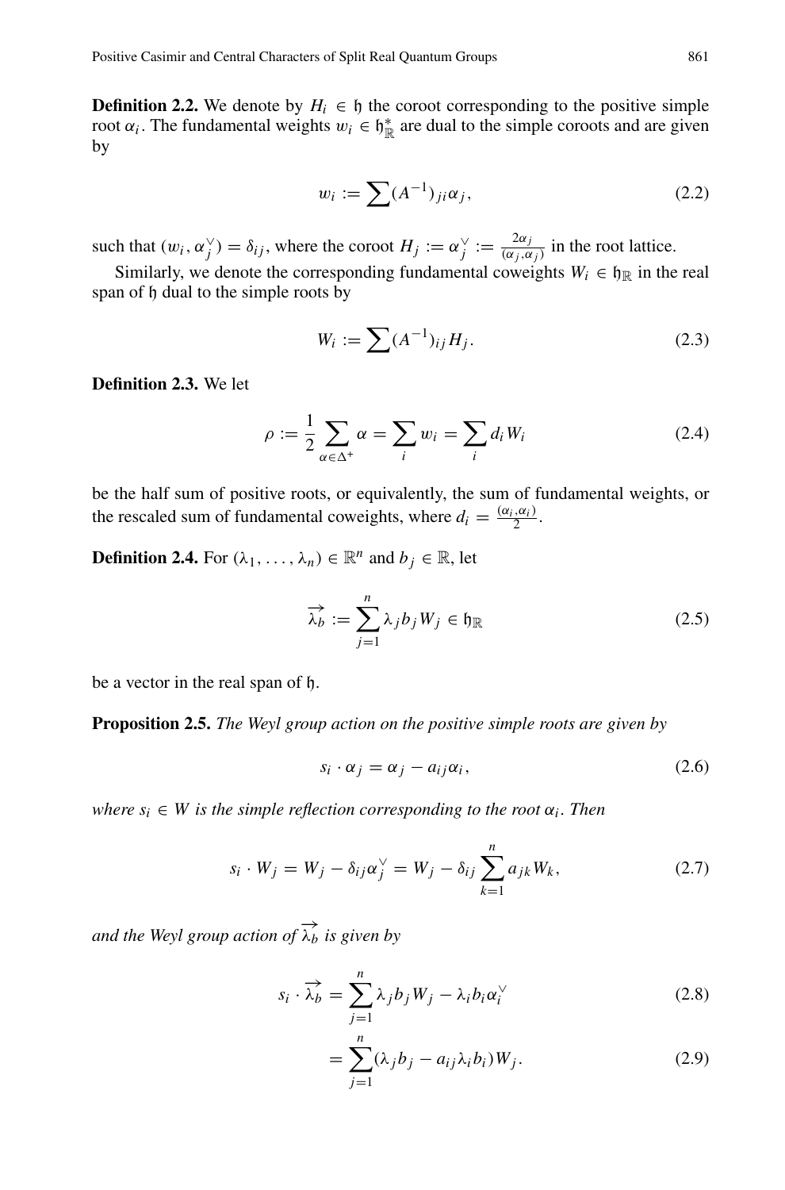**Definition 2.2.** We denote by $H_i \in \mathfrak{h}$ the coroot corresponding to the positive simple root $\alpha_i$. The fundamental weights $w_i \in \mathfrak{h}_{\mathbb{R}}^*$ are dual to the simple coroots and are given by

$$w_i := \sum (A^{-1})_{ji}\alpha_j, \tag{2.2}$$

such that $(w_i, \alpha_j^\vee) = \delta_{ij}$, where the coroot $H_j := \alpha_j^\vee := \frac{2\alpha_j}{(\alpha_j,\alpha_j)}$ in the root lattice.

Similarly, we denote the corresponding fundamental coweights $W_i \in \mathfrak{h}_{\mathbb{R}}$ in the real span of $\mathfrak{h}$ dual to the simple roots by

$$W_i := \sum (A^{-1})_{ij} H_j. \tag{2.3}$$

**Definition 2.3.** We let

$$\rho := \frac{1}{2}\sum_{\alpha\in\Delta^+} \alpha = \sum_i w_i = \sum_i d_i W_i \tag{2.4}$$

be the half sum of positive roots, or equivalently, the sum of fundamental weights, or the rescaled sum of fundamental coweights, where $d_i = \frac{(\alpha_i,\alpha_i)}{2}$.

**Definition 2.4.** For $(\lambda_1, \ldots, \lambda_n) \in \mathbb{R}^n$ and $b_j \in \mathbb{R}$, let

$$\overrightarrow{\lambda_b} := \sum_{j=1}^n \lambda_j b_j W_j \in \mathfrak{h}_{\mathbb{R}} \tag{2.5}$$

be a vector in the real span of $\mathfrak{h}$.

**Proposition 2.5.** *The Weyl group action on the positive simple roots are given by*

$$s_i \cdot \alpha_j = \alpha_j - a_{ij}\alpha_i, \tag{2.6}$$

*where $s_i \in W$ is the simple reflection corresponding to the root $\alpha_i$. Then*

$$s_i \cdot W_j = W_j - \delta_{ij}\alpha_j^\vee = W_j - \delta_{ij}\sum_{k=1}^n a_{jk} W_k, \tag{2.7}$$

*and the Weyl group action of $\overrightarrow{\lambda_b}$ is given by*

$$s_i \cdot \overrightarrow{\lambda_b} = \sum_{j=1}^n \lambda_j b_j W_j - \lambda_i b_i \alpha_i^\vee \tag{2.8}$$

$$= \sum_{j=1}^n (\lambda_j b_j - a_{ij}\lambda_i b_i) W_j. \tag{2.9}$$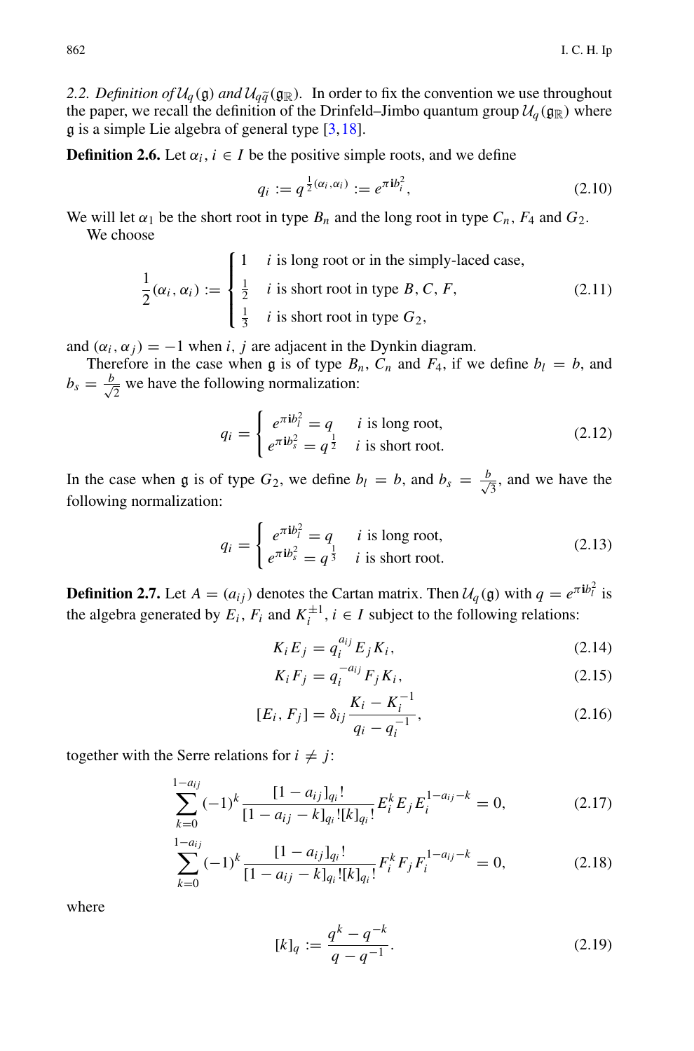*2.2. Definition of $\mathcal{U}_q(\mathfrak{g})$ and $\mathcal{U}_{q\tilde{q}}(\mathfrak{g}_{\mathbb{R}})$.* In order to fix the convention we use throughout the paper, we recall the definition of the Drinfeld–Jimbo quantum group $\mathcal{U}_q(\mathfrak{g}_{\mathbb{R}})$ where $\mathfrak{g}$ is a simple Lie algebra of general type [3,18].

**Definition 2.6.** Let $\alpha_i$, $i \in I$ be the positive simple roots, and we define

$$q_i := q^{\frac{1}{2}(\alpha_i,\alpha_i)} := e^{\pi \mathbf{i} b_i^2}, \tag{2.10}$$

We will let $\alpha_1$ be the short root in type $B_n$ and the long root in type $C_n$, $F_4$ and $G_2$.

We choose

$$\frac{1}{2}(\alpha_i,\alpha_i) := \begin{cases} 1 & i \text{ is long root or in the simply-laced case,} \\ \frac{1}{2} & i \text{ is short root in type } B, C, F, \\ \frac{1}{3} & i \text{ is short root in type } G_2, \end{cases} \tag{2.11}$$

and $(\alpha_i, \alpha_j) = -1$ when $i, j$ are adjacent in the Dynkin diagram.

Therefore in the case when $\mathfrak{g}$ is of type $B_n$, $C_n$ and $F_4$, if we define $b_l = b$, and $b_s = \frac{b}{\sqrt{2}}$ we have the following normalization:

$$q_i = \begin{cases} e^{\pi \mathbf{i} b_l^2} = q & i \text{ is long root,} \\ e^{\pi \mathbf{i} b_s^2} = q^{\frac{1}{2}} & i \text{ is short root.} \end{cases} \tag{2.12}$$

In the case when $\mathfrak{g}$ is of type $G_2$, we define $b_l = b$, and $b_s = \frac{b}{\sqrt{3}}$, and we have the following normalization:

$$q_i = \begin{cases} e^{\pi \mathbf{i} b_l^2} = q & i \text{ is long root,} \\ e^{\pi \mathbf{i} b_s^2} = q^{\frac{1}{3}} & i \text{ is short root.} \end{cases} \tag{2.13}$$

**Definition 2.7.** Let $A = (a_{ij})$ denotes the Cartan matrix. Then $\mathcal{U}_q(\mathfrak{g})$ with $q = e^{\pi \mathbf{i} b_l^2}$ is the algebra generated by $E_i$, $F_i$ and $K_i^{\pm 1}$, $i \in I$ subject to the following relations:

$$K_i E_j = q_i^{a_{ij}} E_j K_i, \tag{2.14}$$

$$K_i F_j = q_i^{-a_{ij}} F_j K_i, \tag{2.15}$$

$$[E_i, F_j] = \delta_{ij} \frac{K_i - K_i^{-1}}{q_i - q_i^{-1}}, \tag{2.16}$$

together with the Serre relations for $i \neq j$:

$$\sum_{k=0}^{1-a_{ij}} (-1)^k \frac{[1-a_{ij}]_{q_i}!}{[1-a_{ij}-k]_{q_i}![k]_{q_i}!} E_i^k E_j E_i^{1-a_{ij}-k} = 0, \tag{2.17}$$

$$\sum_{k=0}^{1-a_{ij}} (-1)^k \frac{[1-a_{ij}]_{q_i}!}{[1-a_{ij}-k]_{q_i}![k]_{q_i}!} F_i^k F_j F_i^{1-a_{ij}-k} = 0, \tag{2.18}$$

where

$$[k]_q := \frac{q^k - q^{-k}}{q - q^{-1}}. \tag{2.19}$$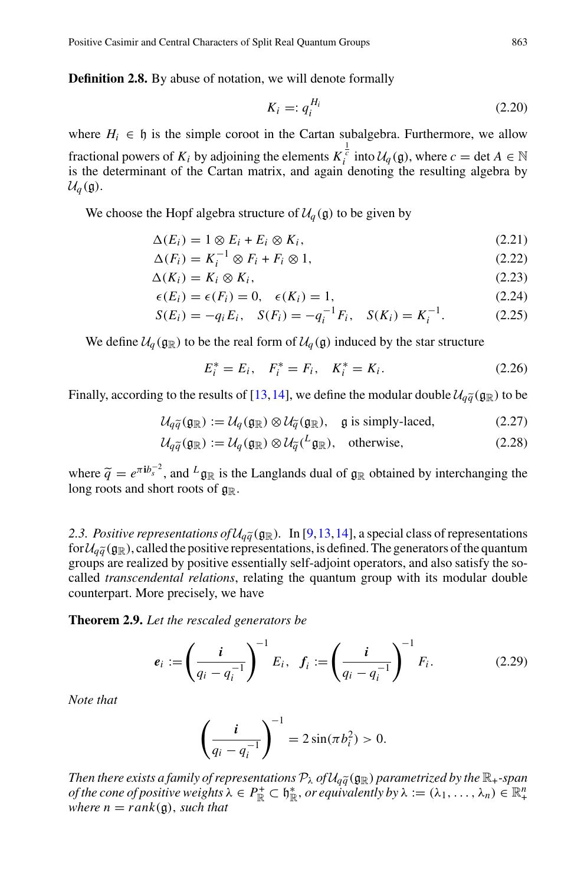**Definition 2.8.** By abuse of notation, we will denote formally

$$K_i =: q_i^{H_i} \tag{2.20}$$

where $H_i \in \mathfrak{h}$ is the simple coroot in the Cartan subalgebra. Furthermore, we allow fractional powers of $K_i$ by adjoining the elements $K_i^{\frac{1}{c}}$ into $\mathcal{U}_q(\mathfrak{g})$, where $c = \det A \in \mathbb{N}$ is the determinant of the Cartan matrix, and again denoting the resulting algebra by $\mathcal{U}_q(\mathfrak{g})$.

We choose the Hopf algebra structure of $\mathcal{U}_q(\mathfrak{g})$ to be given by

$$\Delta(E_i) = 1 \otimes E_i + E_i \otimes K_i, \tag{2.21}$$

$$\Delta(F_i) = K_i^{-1} \otimes F_i + F_i \otimes 1, \tag{2.22}$$

$$\Delta(K_i) = K_i \otimes K_i, \tag{2.23}$$

$$\epsilon(E_i) = \epsilon(F_i) = 0, \quad \epsilon(K_i) = 1, \tag{2.24}$$

$$S(E_i) = -q_i E_i, \quad S(F_i) = -q_i^{-1} F_i, \quad S(K_i) = K_i^{-1}. \tag{2.25}$$

We define $\mathcal{U}_q(\mathfrak{g}_\mathbb{R})$ to be the real form of $\mathcal{U}_q(\mathfrak{g})$ induced by the star structure

$$E_i^* = E_i, \quad F_i^* = F_i, \quad K_i^* = K_i. \tag{2.26}$$

Finally, according to the results of [13,14], we define the modular double $\mathcal{U}_{q\widetilde{q}}(\mathfrak{g}_\mathbb{R})$ to be

$$\mathcal{U}_{q\widetilde{q}}(\mathfrak{g}_\mathbb{R}) := \mathcal{U}_q(\mathfrak{g}_\mathbb{R}) \otimes \mathcal{U}_{\widetilde{q}}(\mathfrak{g}_\mathbb{R}), \quad \mathfrak{g} \text{ is simply-laced}, \tag{2.27}$$

$$\mathcal{U}_{q\widetilde{q}}(\mathfrak{g}_\mathbb{R}) := \mathcal{U}_q(\mathfrak{g}_\mathbb{R}) \otimes \mathcal{U}_{\widetilde{q}}({}^L\mathfrak{g}_\mathbb{R}), \quad \text{otherwise}, \tag{2.28}$$

where $\widetilde{q} = e^{\pi \mathbf{i} b_s^{-2}}$, and ${}^L\mathfrak{g}_\mathbb{R}$ is the Langlands dual of $\mathfrak{g}_\mathbb{R}$ obtained by interchanging the long roots and short roots of $\mathfrak{g}_\mathbb{R}$.

*2.3. Positive representations of $\mathcal{U}_{q\widetilde{q}}(\mathfrak{g}_\mathbb{R})$.* In [9,13,14], a special class of representations for $\mathcal{U}_{q\widetilde{q}}(\mathfrak{g}_\mathbb{R})$, called the positive representations, is defined. The generators of the quantum groups are realized by positive essentially self-adjoint operators, and also satisfy the so-called *transcendental relations*, relating the quantum group with its modular double counterpart. More precisely, we have

**Theorem 2.9.** *Let the rescaled generators be*

$$\boldsymbol{e}_i := \left(\frac{\boldsymbol{i}}{q_i - q_i^{-1}}\right)^{-1} E_i, \quad \boldsymbol{f}_i := \left(\frac{\boldsymbol{i}}{q_i - q_i^{-1}}\right)^{-1} F_i. \tag{2.29}$$

*Note that*

$$\left(\frac{\boldsymbol{i}}{q_i - q_i^{-1}}\right)^{-1} = 2\sin(\pi b_i^2) > 0.$$

*Then there exists a family of representations $\mathcal{P}_\lambda$ of $\mathcal{U}_{q\widetilde{q}}(\mathfrak{g}_\mathbb{R})$ parametrized by the $\mathbb{R}_+$-span of the cone of positive weights $\lambda \in P_\mathbb{R}^+ \subset \mathfrak{h}_\mathbb{R}^*$, or equivalently by $\lambda := (\lambda_1, \dots, \lambda_n) \in \mathbb{R}_+^n$ where $n = rank(\mathfrak{g})$, such that*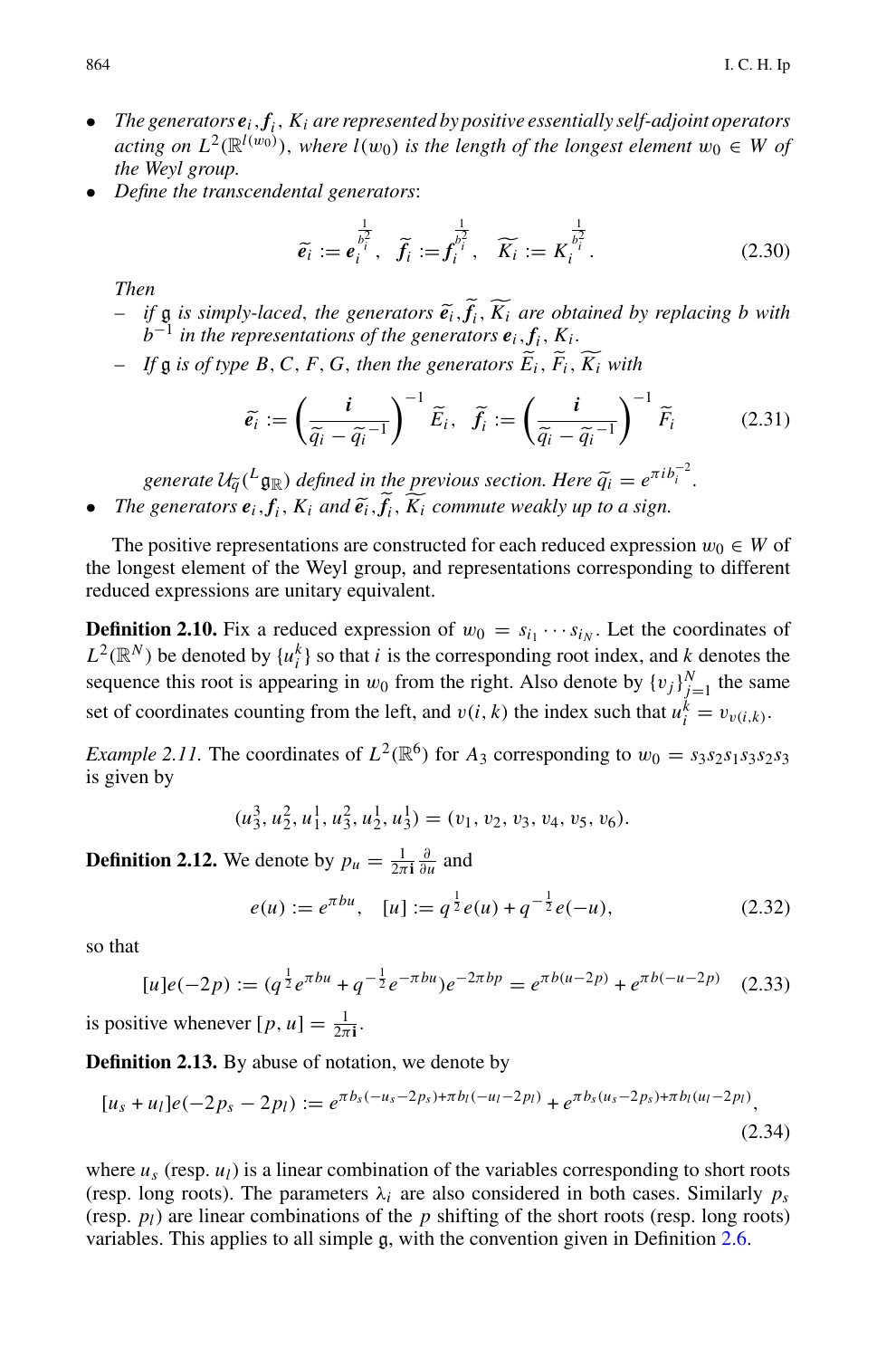- *The generators $\mathbf{e}_i, \mathbf{f}_i, K_i$ are represented by positive essentially self-adjoint operators acting on $L^2(\mathbb{R}^{l(w_0)})$, where $l(w_0)$ is the length of the longest element $w_0 \in W$ of the Weyl group.*
- *Define the transcendental generators*:

$$\widetilde{\mathbf{e}_i} := \mathbf{e}_i^{\frac{1}{b_i^2}}, \quad \widetilde{\mathbf{f}_i} := \mathbf{f}_i^{\frac{1}{b_i^2}}, \quad \widetilde{K_i} := K_i^{\frac{1}{b_i^2}}. \tag{2.30}$$

  *Then*
  - *if $\mathfrak{g}$ is simply-laced, the generators $\widetilde{\mathbf{e}_i}, \widetilde{\mathbf{f}_i}, \widetilde{K_i}$ are obtained by replacing $b$ with $b^{-1}$ in the representations of the generators $\mathbf{e}_i, \mathbf{f}_i, K_i$.*
  - *If $\mathfrak{g}$ is of type $B, C, F, G$, then the generators $\widetilde{E}_i, \widetilde{F}_i, \widetilde{K_i}$ with*

$$\widetilde{\mathbf{e}_i} := \left(\frac{\mathbf{i}}{\widetilde{q_i} - \widetilde{q_i}^{-1}}\right)^{-1} \widetilde{E}_i, \quad \widetilde{\mathbf{f}_i} := \left(\frac{\mathbf{i}}{\widetilde{q_i} - \widetilde{q_i}^{-1}}\right)^{-1} \widetilde{F}_i \tag{2.31}$$

  *generate $\mathcal{U}_{\widetilde{q}}({}^L\mathfrak{g}_{\mathbb{R}})$ defined in the previous section. Here $\widetilde{q}_i = e^{\pi i b_i^{-2}}$.*
- *The generators $\mathbf{e}_i, \mathbf{f}_i, K_i$ and $\widetilde{\mathbf{e}_i}, \widetilde{\mathbf{f}_i}, \widetilde{K_i}$ commute weakly up to a sign.*

The positive representations are constructed for each reduced expression $w_0 \in W$ of the longest element of the Weyl group, and representations corresponding to different reduced expressions are unitary equivalent.

**Definition 2.10.** Fix a reduced expression of $w_0 = s_{i_1} \cdots s_{i_N}$. Let the coordinates of $L^2(\mathbb{R}^N)$ be denoted by $\{u_i^k\}$ so that $i$ is the corresponding root index, and $k$ denotes the sequence this root is appearing in $w_0$ from the right. Also denote by $\{v_j\}_{j=1}^N$ the same set of coordinates counting from the left, and $v(i, k)$ the index such that $u_i^k = v_{v(i,k)}$.

*Example 2.11.* The coordinates of $L^2(\mathbb{R}^6)$ for $A_3$ corresponding to $w_0 = s_3 s_2 s_1 s_3 s_2 s_3$ is given by

$$(u_3^3, u_2^2, u_1^1, u_3^2, u_2^1, u_3^1) = (v_1, v_2, v_3, v_4, v_5, v_6).$$

**Definition 2.12.** We denote by $p_u = \frac{1}{2\pi \mathbf{i}} \frac{\partial}{\partial u}$ and

$$e(u) := e^{\pi b u}, \quad [u] := q^{\frac{1}{2}} e(u) + q^{-\frac{1}{2}} e(-u), \tag{2.32}$$

so that

$$[u]e(-2p) := (q^{\frac{1}{2}} e^{\pi b u} + q^{-\frac{1}{2}} e^{-\pi b u}) e^{-2\pi b p} = e^{\pi b(u-2p)} + e^{\pi b(-u-2p)} \tag{2.33}$$

is positive whenever $[p, u] = \frac{1}{2\pi \mathbf{i}}$.

**Definition 2.13.** By abuse of notation, we denote by

$$[u_s + u_l]e(-2p_s - 2p_l) := e^{\pi b_s(-u_s - 2p_s) + \pi b_l(-u_l - 2p_l)} + e^{\pi b_s(u_s - 2p_s) + \pi b_l(u_l - 2p_l)}, \tag{2.34}$$

where $u_s$ (resp. $u_l$) is a linear combination of the variables corresponding to short roots (resp. long roots). The parameters $\lambda_i$ are also considered in both cases. Similarly $p_s$ (resp. $p_l$) are linear combinations of the $p$ shifting of the short roots (resp. long roots) variables. This applies to all simple $\mathfrak{g}$, with the convention given in Definition 2.6.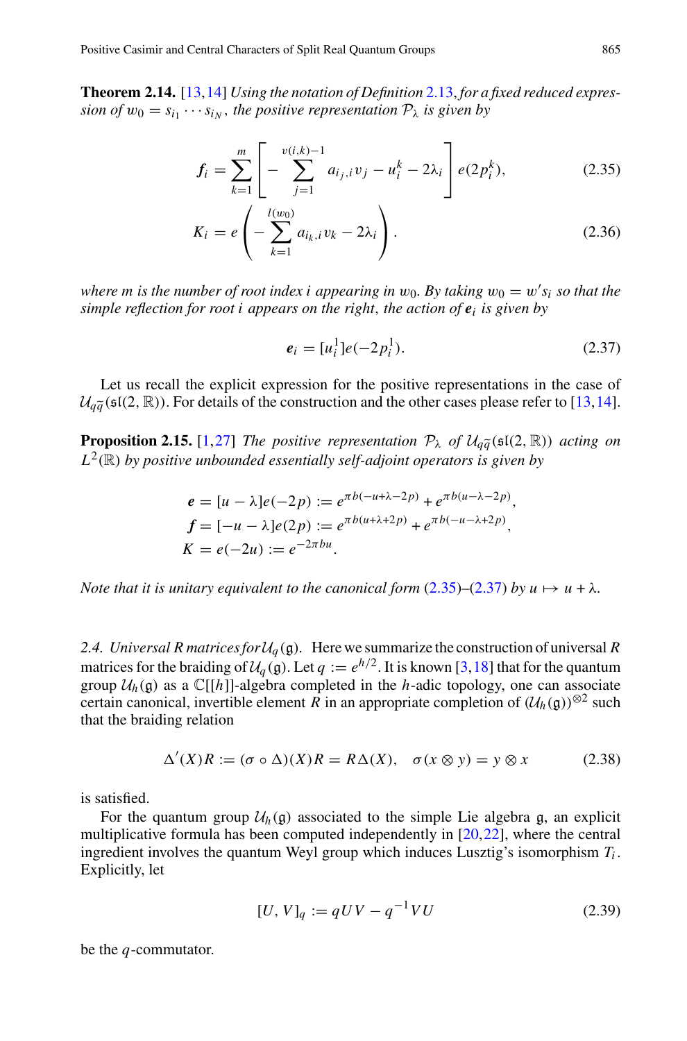**Theorem 2.14.** [13,14] *Using the notation of Definition 2.13, for a fixed reduced expression of $w_0 = s_{i_1} \cdots s_{i_N}$, the positive representation $\mathcal{P}_\lambda$ is given by*

$$\boldsymbol{f}_i = \sum_{k=1}^{m} \left[ -\sum_{j=1}^{v(i,k)-1} a_{i_j,i} v_j - u_i^k - 2\lambda_i \right] e(2p_i^k), \tag{2.35}$$

$$K_i = e\left( -\sum_{k=1}^{l(w_0)} a_{i_k,i} v_k - 2\lambda_i \right). \tag{2.36}$$

*where $m$ is the number of root index $i$ appearing in $w_0$. By taking $w_0 = w' s_i$ so that the simple reflection for root $i$ appears on the right, the action of $\boldsymbol{e}_i$ is given by*

$$\boldsymbol{e}_i = [u_i^1] e(-2p_i^1). \tag{2.37}$$

Let us recall the explicit expression for the positive representations in the case of $\mathcal{U}_{q\widetilde{q}}(\mathfrak{sl}(2,\mathbb{R}))$. For details of the construction and the other cases please refer to [13,14].

**Proposition 2.15.** [1,27] *The positive representation $\mathcal{P}_\lambda$ of $\mathcal{U}_{q\widetilde{q}}(\mathfrak{sl}(2,\mathbb{R}))$ acting on $L^2(\mathbb{R})$ by positive unbounded essentially self-adjoint operators is given by*

$$\begin{aligned}
\boldsymbol{e} &= [u - \lambda] e(-2p) := e^{\pi b(-u+\lambda-2p)} + e^{\pi b(u-\lambda-2p)}, \\
\boldsymbol{f} &= [-u - \lambda] e(2p) := e^{\pi b(u+\lambda+2p)} + e^{\pi b(-u-\lambda+2p)}, \\
K &= e(-2u) := e^{-2\pi b u}.
\end{aligned}$$

*Note that it is unitary equivalent to the canonical form (2.35)–(2.37) by $u \mapsto u + \lambda$.*

*2.4. Universal R matrices for $\mathcal{U}_q(\mathfrak{g})$.* Here we summarize the construction of universal $R$ matrices for the braiding of $\mathcal{U}_q(\mathfrak{g})$. Let $q := e^{h/2}$. It is known [3,18] that for the quantum group $\mathcal{U}_h(\mathfrak{g})$ as a $\mathbb{C}[[h]]$-algebra completed in the $h$-adic topology, one can associate certain canonical, invertible element $R$ in an appropriate completion of $(\mathcal{U}_h(\mathfrak{g}))^{\otimes 2}$ such that the braiding relation

$$\Delta'(X) R := (\sigma \circ \Delta)(X) R = R \Delta(X), \quad \sigma(x \otimes y) = y \otimes x \tag{2.38}$$

is satisfied.

For the quantum group $\mathcal{U}_h(\mathfrak{g})$ associated to the simple Lie algebra $\mathfrak{g}$, an explicit multiplicative formula has been computed independently in [20,22], where the central ingredient involves the quantum Weyl group which induces Lusztig's isomorphism $T_i$. Explicitly, let

$$[U, V]_q := qUV - q^{-1} VU \tag{2.39}$$

be the $q$-commutator.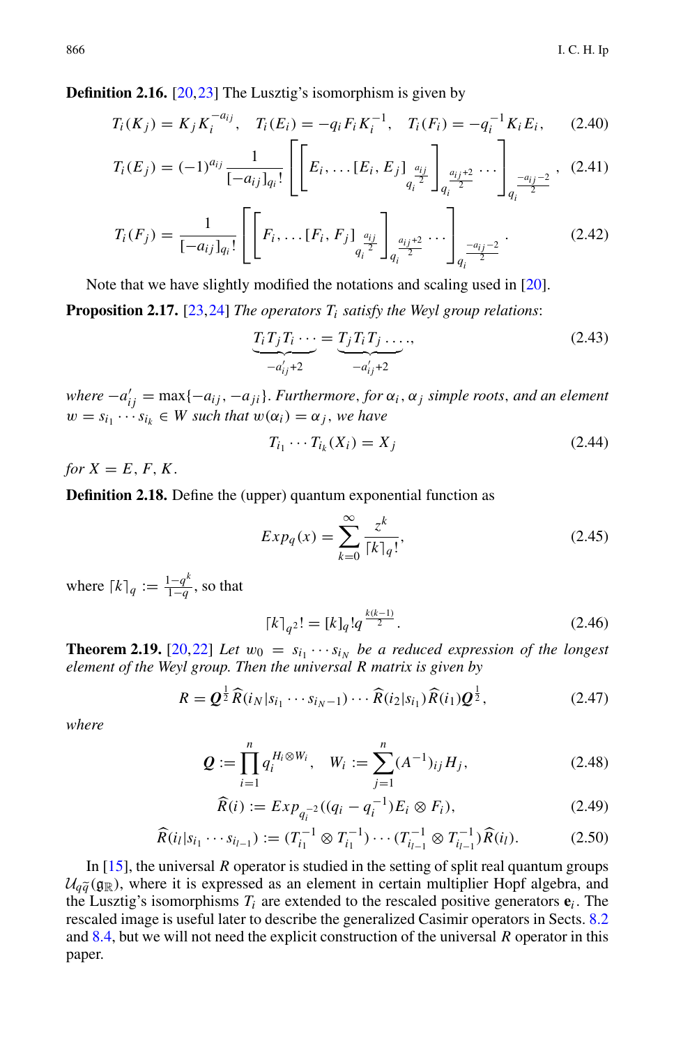**Definition 2.16.** [20,23] The Lusztig's isomorphism is given by

$$T_i(K_j) = K_j K_i^{-a_{ij}}, \quad T_i(E_i) = -q_i F_i K_i^{-1}, \quad T_i(F_i) = -q_i^{-1} K_i E_i, \tag{2.40}$$

$$T_i(E_j) = (-1)^{a_{ij}} \frac{1}{[-a_{ij}]_{q_i}!} \left[ \left[ E_i, \dots [E_i, E_j]_{q_i^{\frac{a_{ij}}{2}}} \right]_{q_i^{\frac{a_{ij}+2}{2}}} \cdots \right]_{q_i^{\frac{-a_{ij}-2}{2}}}, \tag{2.41}$$

$$T_i(F_j) = \frac{1}{[-a_{ij}]_{q_i}!} \left[ \left[ F_i, \dots [F_i, F_j]_{q_i^{\frac{a_{ij}}{2}}} \right]_{q_i^{\frac{a_{ij}+2}{2}}} \cdots \right]_{q_i^{\frac{-a_{ij}-2}{2}}}. \tag{2.42}$$

Note that we have slightly modified the notations and scaling used in [20].

**Proposition 2.17.** [23,24] *The operators $T_i$ satisfy the Weyl group relations*:

$$\underbrace{T_i T_j T_i \cdots}_{-a'_{ij}+2} = \underbrace{T_j T_i T_j \cdots}_{-a'_{ij}+2}, \tag{2.43}$$

*where $-a'_{ij} = \max\{-a_{ij}, -a_{ji}\}$. Furthermore, for $\alpha_i, \alpha_j$ simple roots, and an element $w = s_{i_1} \cdots s_{i_k} \in W$ such that $w(\alpha_i) = \alpha_j$, we have*

$$T_{i_1} \cdots T_{i_k}(X_i) = X_j \tag{2.44}$$

*for $X = E, F, K$.*

**Definition 2.18.** Define the (upper) quantum exponential function as

$$Exp_q(x) = \sum_{k=0}^{\infty} \frac{z^k}{\lceil k \rceil_q!}, \tag{2.45}$$

where $\lceil k \rceil_q := \frac{1-q^k}{1-q}$, so that

$$\lceil k \rceil_{q^2}! = [k]_q! q^{\frac{k(k-1)}{2}}. \tag{2.46}$$

**Theorem 2.19.** [20,22] *Let $w_0 = s_{i_1} \cdots s_{i_N}$ be a reduced expression of the longest element of the Weyl group. Then the universal R matrix is given by*

$$R = \mathbf{Q}^{\frac{1}{2}} \widehat{R}(i_N | s_{i_1} \cdots s_{i_{N-1}}) \cdots \widehat{R}(i_2 | s_{i_1}) \widehat{R}(i_1) \mathbf{Q}^{\frac{1}{2}}, \tag{2.47}$$

*where*

$$\mathbf{Q} := \prod_{i=1}^{n} q_i^{H_i \otimes W_i}, \quad W_i := \sum_{j=1}^{n} (A^{-1})_{ij} H_j, \tag{2.48}$$

$$\widehat{R}(i) := Exp_{q_i^{-2}}((q_i - q_i^{-1}) E_i \otimes F_i), \tag{2.49}$$

$$\widehat{R}(i_l | s_{i_1} \cdots s_{i_{l-1}}) := (T_{i_1}^{-1} \otimes T_{i_1}^{-1}) \cdots (T_{i_{l-1}}^{-1} \otimes T_{i_{l-1}}^{-1}) \widehat{R}(i_l). \tag{2.50}$$

In [15], the universal $R$ operator is studied in the setting of split real quantum groups $\mathcal{U}_{q\widetilde{q}}(\mathfrak{g}_{\mathbb{R}})$, where it is expressed as an element in certain multiplier Hopf algebra, and the Lusztig's isomorphisms $T_i$ are extended to the rescaled positive generators $\mathbf{e}_i$. The rescaled image is useful later to describe the generalized Casimir operators in Sects. 8.2 and 8.4, but we will not need the explicit construction of the universal $R$ operator in this paper.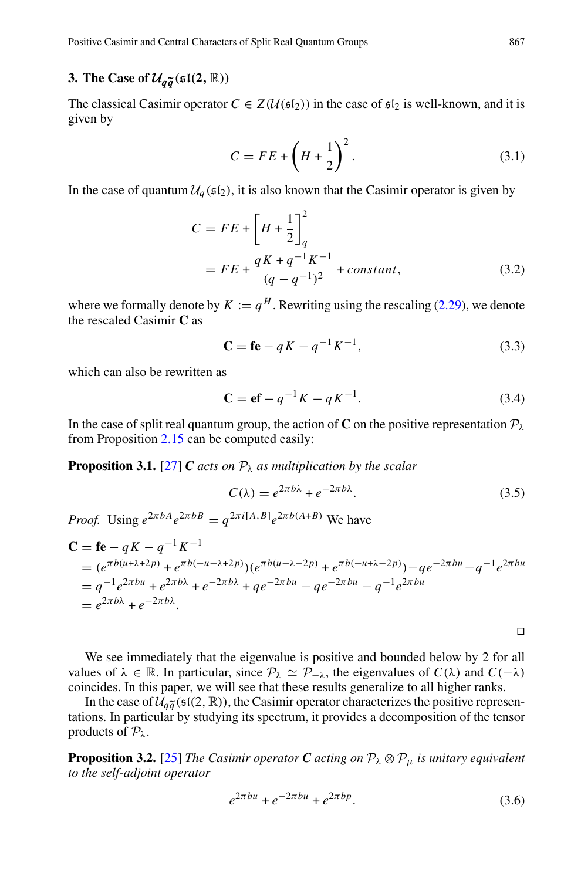## 3. The Case of $\mathcal{U}_{q\widetilde{q}}(\mathfrak{sl}(2,\mathbb{R}))$

The classical Casimir operator $C \in Z(\mathcal{U}(\mathfrak{sl}_2))$ in the case of $\mathfrak{sl}_2$ is well-known, and it is given by

$$C = FE + \left(H + \frac{1}{2}\right)^2. \tag{3.1}$$

In the case of quantum $\mathcal{U}_q(\mathfrak{sl}_2)$, it is also known that the Casimir operator is given by

$$\begin{aligned} C &= FE + \left[H + \frac{1}{2}\right]_q^2 \\ &= FE + \frac{qK + q^{-1}K^{-1}}{(q-q^{-1})^2} + constant, \end{aligned} \tag{3.2}$$

where we formally denote by $K := q^H$. Rewriting using the rescaling (2.29), we denote the rescaled Casimir $\mathbf{C}$ as

$$\mathbf{C} = \mathbf{fe} - qK - q^{-1}K^{-1}, \tag{3.3}$$

which can also be rewritten as

$$\mathbf{C} = \mathbf{ef} - q^{-1}K - qK^{-1}. \tag{3.4}$$

In the case of split real quantum group, the action of $\mathbf{C}$ on the positive representation $\mathcal{P}_\lambda$ from Proposition 2.15 can be computed easily:

**Proposition 3.1.** [27] ***C*** *acts on* $\mathcal{P}_\lambda$ *as multiplication by the scalar*

$$C(\lambda) = e^{2\pi b\lambda} + e^{-2\pi b\lambda}. \tag{3.5}$$

*Proof.* Using $e^{2\pi bA}e^{2\pi bB} = q^{2\pi i[A,B]}e^{2\pi b(A+B)}$ We have

$$\begin{aligned} \mathbf{C} &= \mathbf{fe} - qK - q^{-1}K^{-1} \\ &= (e^{\pi b(u+\lambda+2p)} + e^{\pi b(-u-\lambda+2p)})(e^{\pi b(u-\lambda-2p)} + e^{\pi b(-u+\lambda-2p)}) - qe^{-2\pi bu} - q^{-1}e^{2\pi bu} \\ &= q^{-1}e^{2\pi bu} + e^{2\pi b\lambda} + e^{-2\pi b\lambda} + qe^{-2\pi bu} - qe^{-2\pi bu} - q^{-1}e^{2\pi bu} \\ &= e^{2\pi b\lambda} + e^{-2\pi b\lambda}. \end{aligned}$$

$\square$

We see immediately that the eigenvalue is positive and bounded below by 2 for all values of $\lambda \in \mathbb{R}$. In particular, since $\mathcal{P}_\lambda \simeq \mathcal{P}_{-\lambda}$, the eigenvalues of $C(\lambda)$ and $C(-\lambda)$ coincides. In this paper, we will see that these results generalize to all higher ranks.

In the case of $\mathcal{U}_{q\widetilde{q}}(\mathfrak{sl}(2,\mathbb{R}))$, the Casimir operator characterizes the positive representations. In particular by studying its spectrum, it provides a decomposition of the tensor products of $\mathcal{P}_\lambda$.

**Proposition 3.2.** [25] *The Casimir operator* ***C*** *acting on* $\mathcal{P}_\lambda \otimes \mathcal{P}_\mu$ *is unitary equivalent to the self-adjoint operator*

$$e^{2\pi bu} + e^{-2\pi bu} + e^{2\pi bp}. \tag{3.6}$$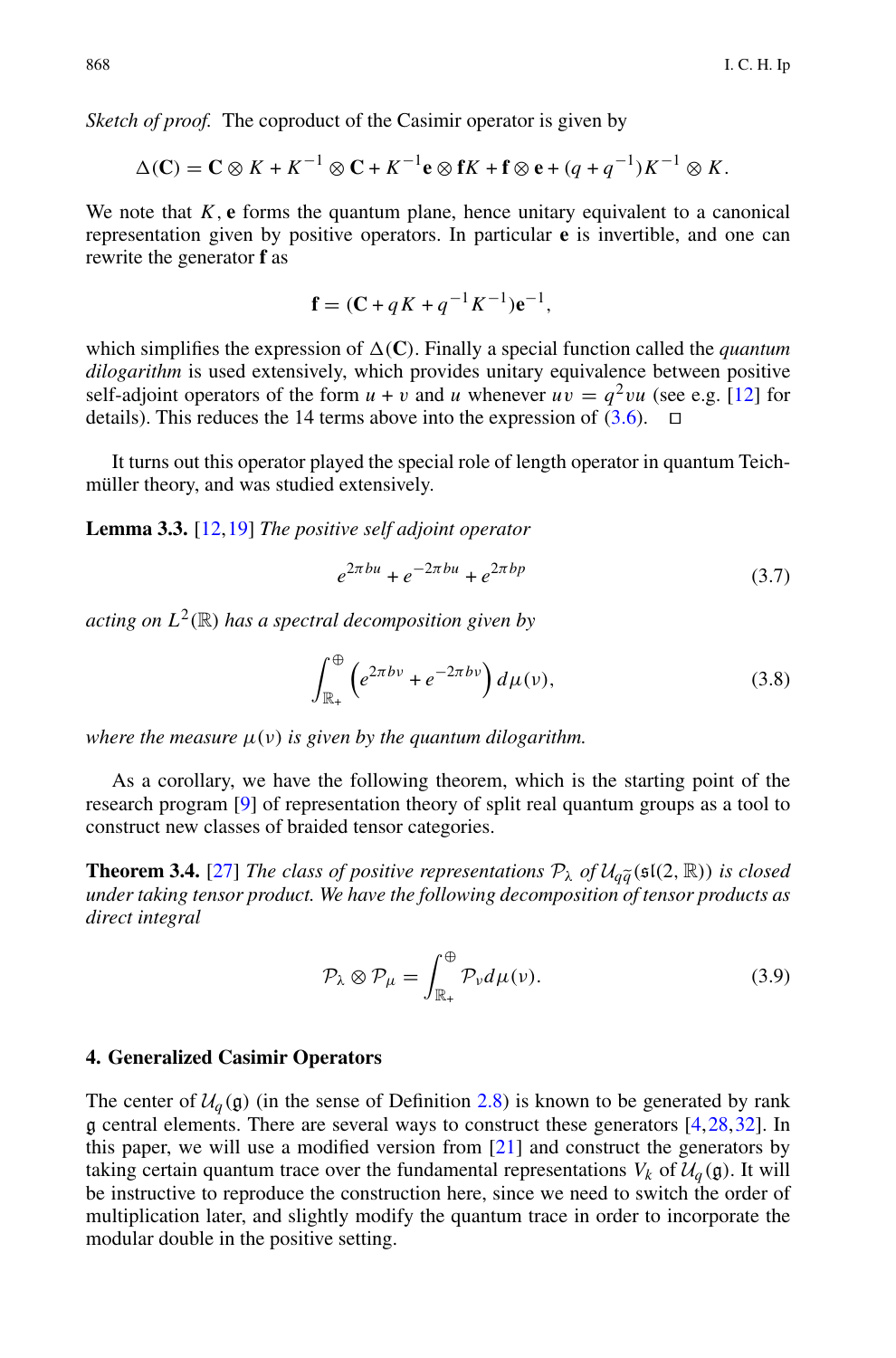*Sketch of proof.* The coproduct of the Casimir operator is given by

$$\Delta(\mathbf{C}) = \mathbf{C} \otimes K + K^{-1} \otimes \mathbf{C} + K^{-1}\mathbf{e} \otimes \mathbf{f}K + \mathbf{f} \otimes \mathbf{e} + (q + q^{-1})K^{-1} \otimes K.$$

We note that $K, \mathbf{e}$ forms the quantum plane, hence unitary equivalent to a canonical representation given by positive operators. In particular $\mathbf{e}$ is invertible, and one can rewrite the generator $\mathbf{f}$ as

$$\mathbf{f} = (\mathbf{C} + qK + q^{-1}K^{-1})\mathbf{e}^{-1},$$

which simplifies the expression of $\Delta(\mathbf{C})$. Finally a special function called the *quantum dilogarithm* is used extensively, which provides unitary equivalence between positive self-adjoint operators of the form $u + v$ and $u$ whenever $uv = q^2 vu$ (see e.g. [12] for details). This reduces the 14 terms above into the expression of (3.6). $\square$

It turns out this operator played the special role of length operator in quantum Teichmüller theory, and was studied extensively.

**Lemma 3.3.** [12,19] *The positive self adjoint operator*

$$e^{2\pi bu} + e^{-2\pi bu} + e^{2\pi bp} \tag{3.7}$$

*acting on* $L^2(\mathbb{R})$ *has a spectral decomposition given by*

$$\int_{\mathbb{R}_+}^{\oplus} \left(e^{2\pi b\nu} + e^{-2\pi b\nu}\right) d\mu(\nu), \tag{3.8}$$

*where the measure* $\mu(\nu)$ *is given by the quantum dilogarithm.*

As a corollary, we have the following theorem, which is the starting point of the research program [9] of representation theory of split real quantum groups as a tool to construct new classes of braided tensor categories.

**Theorem 3.4.** [27] *The class of positive representations* $\mathcal{P}_\lambda$ *of* $\mathcal{U}_{q\widetilde{q}}(\mathfrak{sl}(2,\mathbb{R}))$ *is closed under taking tensor product. We have the following decomposition of tensor products as direct integral*

$$\mathcal{P}_\lambda \otimes \mathcal{P}_\mu = \int_{\mathbb{R}_+}^{\oplus} \mathcal{P}_\nu d\mu(\nu). \tag{3.9}$$

## 4. Generalized Casimir Operators

The center of $\mathcal{U}_q(\mathfrak{g})$ (in the sense of Definition 2.8) is known to be generated by rank $\mathfrak{g}$ central elements. There are several ways to construct these generators [4,28,32]. In this paper, we will use a modified version from [21] and construct the generators by taking certain quantum trace over the fundamental representations $V_k$ of $\mathcal{U}_q(\mathfrak{g})$. It will be instructive to reproduce the construction here, since we need to switch the order of multiplication later, and slightly modify the quantum trace in order to incorporate the modular double in the positive setting.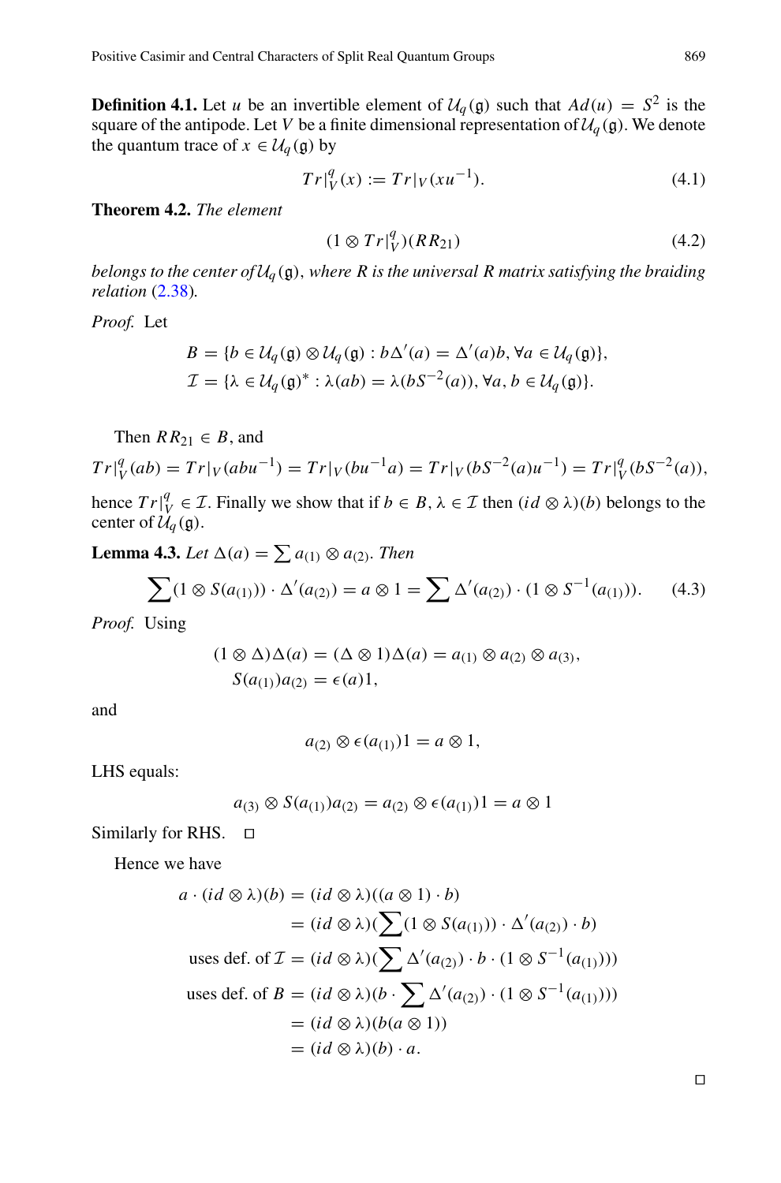**Definition 4.1.** Let $u$ be an invertible element of $\mathcal{U}_q(\mathfrak{g})$ such that $Ad(u) = S^2$ is the square of the antipode. Let $V$ be a finite dimensional representation of $\mathcal{U}_q(\mathfrak{g})$. We denote the quantum trace of $x \in \mathcal{U}_q(\mathfrak{g})$ by

$$Tr|_V^q(x) := Tr|_V(xu^{-1}). \tag{4.1}$$

**Theorem 4.2.** *The element*

$$(1 \otimes Tr|_V^q)(RR_{21}) \tag{4.2}$$

*belongs to the center of* $\mathcal{U}_q(\mathfrak{g})$, *where $R$ is the universal $R$ matrix satisfying the braiding relation* (2.38)*.*

*Proof.* Let

$$B = \{b \in \mathcal{U}_q(\mathfrak{g}) \otimes \mathcal{U}_q(\mathfrak{g}) : b\Delta'(a) = \Delta'(a)b, \forall a \in \mathcal{U}_q(\mathfrak{g})\},$$
$$\mathcal{I} = \{\lambda \in \mathcal{U}_q(\mathfrak{g})^* : \lambda(ab) = \lambda(bS^{-2}(a)), \forall a, b \in \mathcal{U}_q(\mathfrak{g})\}.$$

Then $RR_{21} \in B$, and

$$Tr|_V^q(ab) = Tr|_V(abu^{-1}) = Tr|_V(bu^{-1}a) = Tr|_V(bS^{-2}(a)u^{-1}) = Tr|_V^q(bS^{-2}(a)),$$

hence $Tr|_V^q \in \mathcal{I}$. Finally we show that if $b \in B$, $\lambda \in \mathcal{I}$ then $(id \otimes \lambda)(b)$ belongs to the center of $\mathcal{U}_q(\mathfrak{g})$.

**Lemma 4.3.** *Let* $\Delta(a) = \sum a_{(1)} \otimes a_{(2)}$*. Then*

$$\sum (1 \otimes S(a_{(1)})) \cdot \Delta'(a_{(2)}) = a \otimes 1 = \sum \Delta'(a_{(2)}) \cdot (1 \otimes S^{-1}(a_{(1)})). \tag{4.3}$$

*Proof.* Using

$$(1 \otimes \Delta)\Delta(a) = (\Delta \otimes 1)\Delta(a) = a_{(1)} \otimes a_{(2)} \otimes a_{(3)},$$
$$S(a_{(1)})a_{(2)} = \epsilon(a)1,$$

and

$$a_{(2)} \otimes \epsilon(a_{(1)})1 = a \otimes 1,$$

LHS equals:

$$a_{(3)} \otimes S(a_{(1)})a_{(2)} = a_{(2)} \otimes \epsilon(a_{(1)})1 = a \otimes 1$$

Similarly for RHS. □

Hence we have

$$\begin{aligned}
a \cdot (id \otimes \lambda)(b) &= (id \otimes \lambda)((a \otimes 1) \cdot b) \\
&= (id \otimes \lambda)(\sum (1 \otimes S(a_{(1)})) \cdot \Delta'(a_{(2)}) \cdot b) \\
\text{uses def. of } \mathcal{I} &= (id \otimes \lambda)(\sum \Delta'(a_{(2)}) \cdot b \cdot (1 \otimes S^{-1}(a_{(1)}))) \\
\text{uses def. of } B &= (id \otimes \lambda)(b \cdot \sum \Delta'(a_{(2)}) \cdot (1 \otimes S^{-1}(a_{(1)}))) \\
&= (id \otimes \lambda)(b(a \otimes 1)) \\
&= (id \otimes \lambda)(b) \cdot a.
\end{aligned}$$

□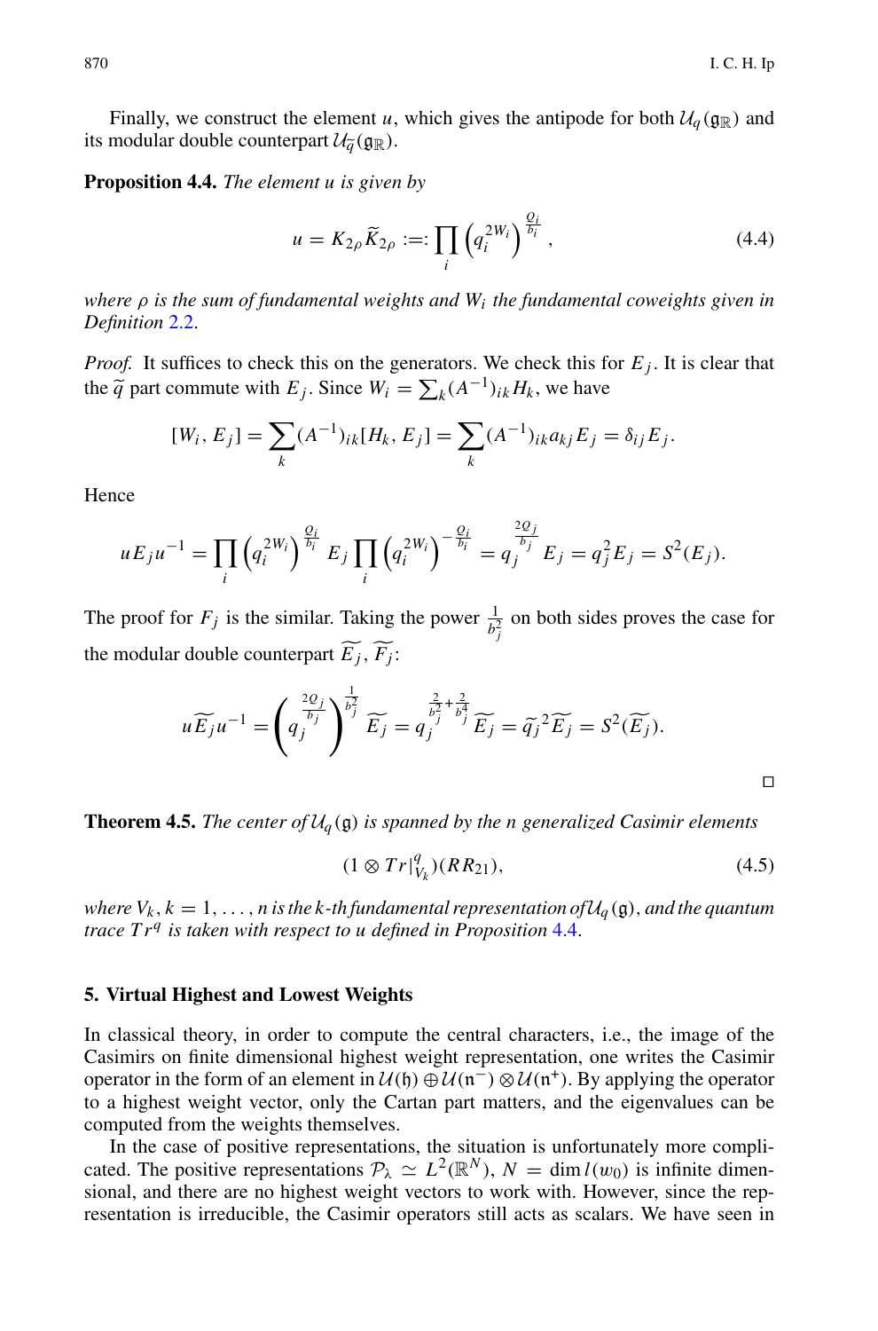Finally, we construct the element $u$, which gives the antipode for both $\mathcal{U}_q(\mathfrak{g}_\mathbb{R})$ and its modular double counterpart $\mathcal{U}_{\widetilde{q}}(\mathfrak{g}_\mathbb{R})$.

**Proposition 4.4.** *The element u is given by*

$$u = K_{2\rho}\widetilde{K}_{2\rho} :=: \prod_i \left(q_i^{2W_i}\right)^{\frac{Q_i}{b_i}}, \tag{4.4}$$

*where $\rho$ is the sum of fundamental weights and $W_i$ the fundamental coweights given in Definition 2.2.*

*Proof.* It suffices to check this on the generators. We check this for $E_j$. It is clear that the $\widetilde{q}$ part commute with $E_j$. Since $W_i = \sum_k (A^{-1})_{ik} H_k$, we have

$$[W_i, E_j] = \sum_k (A^{-1})_{ik}[H_k, E_j] = \sum_k (A^{-1})_{ik} a_{kj} E_j = \delta_{ij} E_j.$$

Hence

$$uE_j u^{-1} = \prod_i \left(q_i^{2W_i}\right)^{\frac{Q_i}{b_i}} E_j \prod_i \left(q_i^{2W_i}\right)^{-\frac{Q_i}{b_i}} = q_j^{\frac{2Q_j}{b_j}} E_j = q_j^2 E_j = S^2(E_j).$$

The proof for $F_j$ is the similar. Taking the power $\frac{1}{b_j^2}$ on both sides proves the case for the modular double counterpart $\widetilde{E_j}, \widetilde{F_j}$:

$$u\widetilde{E_j}u^{-1} = \left(q_j^{\frac{2Q_j}{b_j}}\right)^{\frac{1}{b_j^2}} \widetilde{E_j} = q_j^{\frac{2}{b_j^2}+\frac{2}{b_j^4}} \widetilde{E_j} = \widetilde{q_j}^2 \widetilde{E_j} = S^2(\widetilde{E_j}).$$

$\square$

**Theorem 4.5.** *The center of $\mathcal{U}_q(\mathfrak{g})$ is spanned by the n generalized Casimir elements*

$$(1 \otimes Tr|_{V_k}^q)(RR_{21}), \tag{4.5}$$

*where $V_k, k = 1, \ldots, n$ is the k-th fundamental representation of $\mathcal{U}_q(\mathfrak{g})$, and the quantum trace $Tr^q$ is taken with respect to u defined in Proposition 4.4.*

## 5. Virtual Highest and Lowest Weights

In classical theory, in order to compute the central characters, i.e., the image of the Casimirs on finite dimensional highest weight representation, one writes the Casimir operator in the form of an element in $\mathcal{U}(\mathfrak{h}) \oplus \mathcal{U}(\mathfrak{n}^-) \otimes \mathcal{U}(\mathfrak{n}^+)$. By applying the operator to a highest weight vector, only the Cartan part matters, and the eigenvalues can be computed from the weights themselves.

In the case of positive representations, the situation is unfortunately more complicated. The positive representations $\mathcal{P}_\lambda \simeq L^2(\mathbb{R}^N)$, $N = \dim l(w_0)$ is infinite dimensional, and there are no highest weight vectors to work with. However, since the representation is irreducible, the Casimir operators still acts as scalars. We have seen in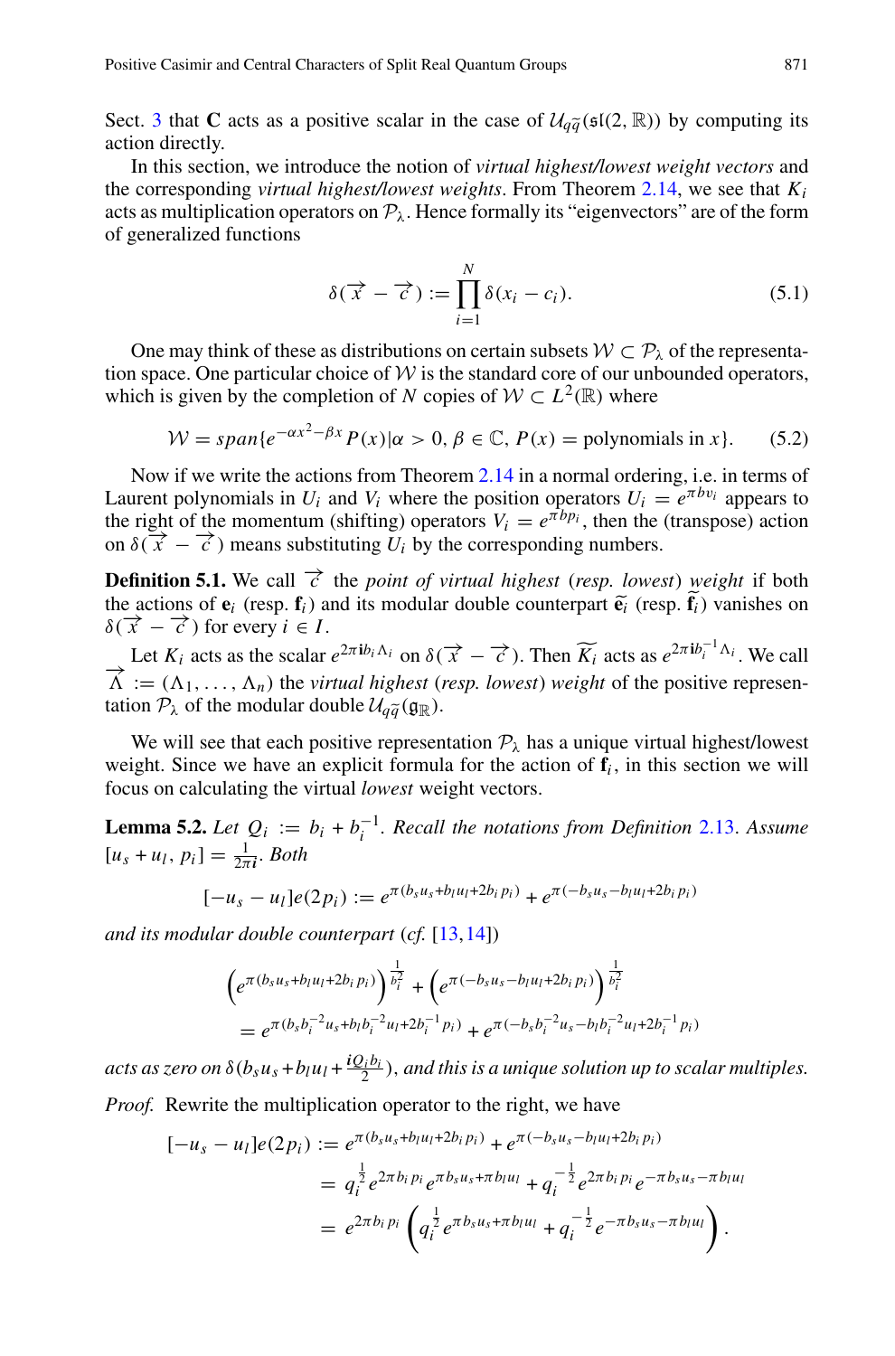Sect. 3 that $\mathbf{C}$ acts as a positive scalar in the case of $\mathcal{U}_{q\widetilde{q}}(\mathfrak{sl}(2,\mathbb{R}))$ by computing its action directly.

In this section, we introduce the notion of *virtual highest/lowest weight vectors* and the corresponding *virtual highest/lowest weights*. From Theorem 2.14, we see that $K_i$ acts as multiplication operators on $\mathcal{P}_\lambda$. Hence formally its "eigenvectors" are of the form of generalized functions

$$\delta(\overrightarrow{x}-\overrightarrow{c}) := \prod_{i=1}^{N} \delta(x_i - c_i). \tag{5.1}$$

One may think of these as distributions on certain subsets $\mathcal{W} \subset \mathcal{P}_\lambda$ of the representation space. One particular choice of $\mathcal{W}$ is the standard core of our unbounded operators, which is given by the completion of $N$ copies of $\mathcal{W} \subset L^2(\mathbb{R})$ where

$$\mathcal{W} = span\{e^{-\alpha x^2 - \beta x} P(x) | \alpha > 0, \beta \in \mathbb{C}, P(x) = \text{polynomials in } x\}. \tag{5.2}$$

Now if we write the actions from Theorem 2.14 in a normal ordering, i.e. in terms of Laurent polynomials in $U_i$ and $V_i$ where the position operators $U_i = e^{\pi b v_i}$ appears to the right of the momentum (shifting) operators $V_i = e^{\pi b p_i}$, then the (transpose) action on $\delta(\overrightarrow{x}-\overrightarrow{c})$ means substituting $U_i$ by the corresponding numbers.

**Definition 5.1.** We call $\overrightarrow{c}$ the *point of virtual highest* (*resp. lowest*) *weight* if both the actions of $\mathbf{e}_i$ (resp. $\mathbf{f}_i$) and its modular double counterpart $\widetilde{\mathbf{e}_i}$ (resp. $\widetilde{\mathbf{f}_i}$) vanishes on $\delta(\overrightarrow{x}-\overrightarrow{c})$ for every $i \in I$.

Let $K_i$ acts as the scalar $e^{2\pi \mathbf{i} b_i \Lambda_i}$ on $\delta(\overrightarrow{x}-\overrightarrow{c})$. Then $\widetilde{K_i}$ acts as $e^{2\pi \mathbf{i} b_i^{-1} \Lambda_i}$. We call $\overrightarrow{\Lambda} := (\Lambda_1, \ldots, \Lambda_n)$ the *virtual highest* (*resp. lowest*) *weight* of the positive representation $\mathcal{P}_\lambda$ of the modular double $\mathcal{U}_{q\widetilde{q}}(\mathfrak{g}_\mathbb{R})$.

We will see that each positive representation $\mathcal{P}_\lambda$ has a unique virtual highest/lowest weight. Since we have an explicit formula for the action of $\mathbf{f}_i$, in this section we will focus on calculating the virtual *lowest* weight vectors.

**Lemma 5.2.** *Let $Q_i := b_i + b_i^{-1}$. Recall the notations from Definition 2.13. Assume $[u_s + u_l, p_i] = \frac{1}{2\pi \mathbf{i}}$. Both*

$$[-u_s - u_l]e(2p_i) := e^{\pi(b_s u_s + b_l u_l + 2b_i p_i)} + e^{\pi(-b_s u_s - b_l u_l + 2b_i p_i)}$$

*and its modular double counterpart (cf. [13,14])*

$$\left(e^{\pi(b_s u_s + b_l u_l + 2b_i p_i)}\right)^{\frac{1}{b_i^2}} + \left(e^{\pi(-b_s u_s - b_l u_l + 2b_i p_i)}\right)^{\frac{1}{b_i^2}}$$
$$= e^{\pi(b_s b_i^{-2} u_s + b_l b_i^{-2} u_l + 2b_i^{-1} p_i)} + e^{\pi(-b_s b_i^{-2} u_s - b_l b_i^{-2} u_l + 2b_i^{-1} p_i)}$$

*acts as zero on $\delta(b_s u_s + b_l u_l + \frac{\mathbf{i} Q_i b_i}{2})$, and this is a unique solution up to scalar multiples.*

*Proof.* Rewrite the multiplication operator to the right, we have

$$\begin{aligned}
[-u_s - u_l]e(2p_i) &:= e^{\pi(b_s u_s + b_l u_l + 2b_i p_i)} + e^{\pi(-b_s u_s - b_l u_l + 2b_i p_i)} \\
&= q_i^{\frac{1}{2}} e^{2\pi b_i p_i} e^{\pi b_s u_s + \pi b_l u_l} + q_i^{-\frac{1}{2}} e^{2\pi b_i p_i} e^{-\pi b_s u_s - \pi b_l u_l} \\
&= e^{2\pi b_i p_i} \left( q_i^{\frac{1}{2}} e^{\pi b_s u_s + \pi b_l u_l} + q_i^{-\frac{1}{2}} e^{-\pi b_s u_s - \pi b_l u_l} \right).
\end{aligned}$$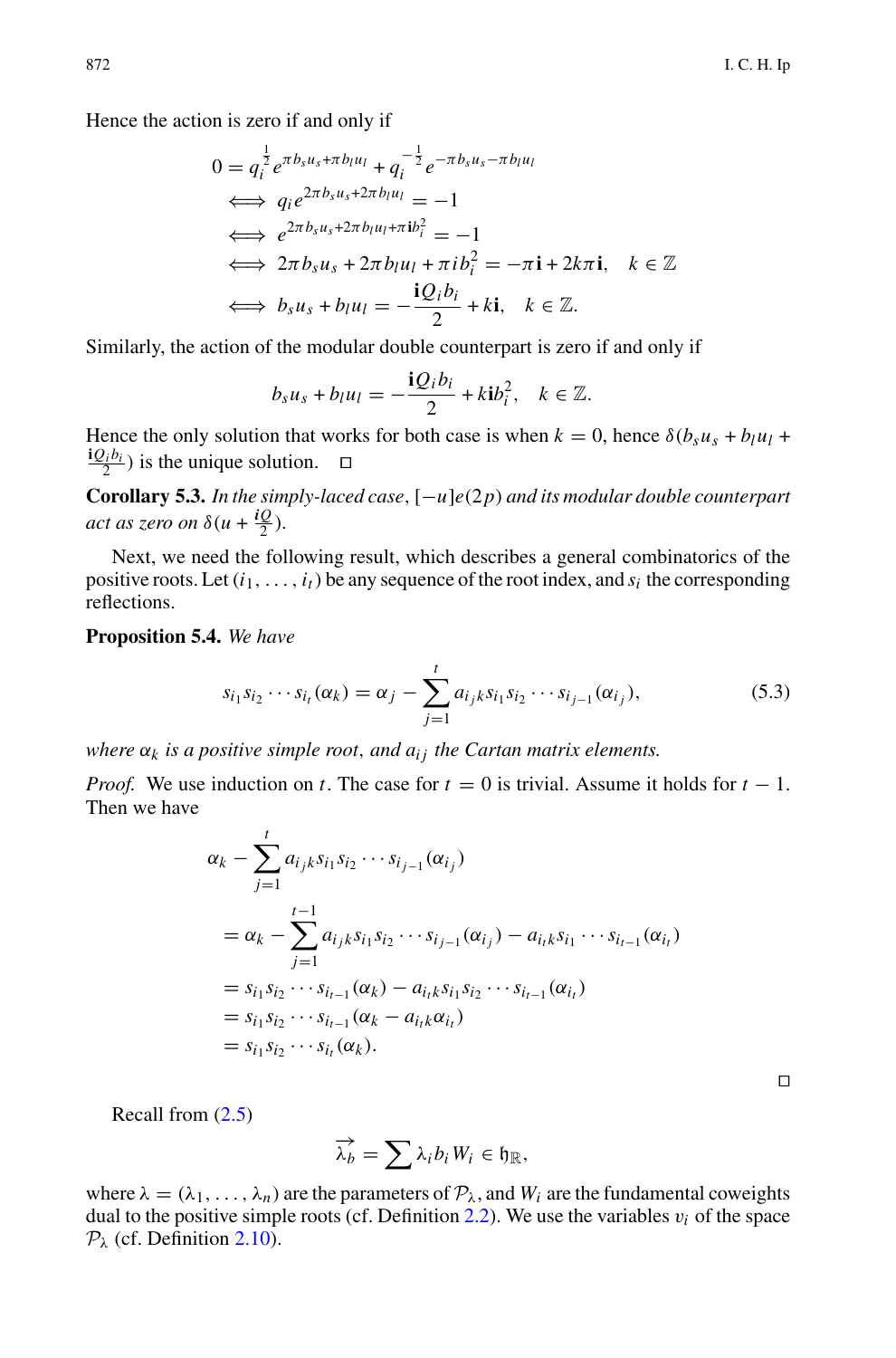Hence the action is zero if and only if

$$
\begin{aligned}
0 &= q_i^{\frac{1}{2}} e^{\pi b_s u_s + \pi b_l u_l} + q_i^{-\frac{1}{2}} e^{-\pi b_s u_s - \pi b_l u_l} \\
&\iff q_i e^{2\pi b_s u_s + 2\pi b_l u_l} = -1 \\
&\iff e^{2\pi b_s u_s + 2\pi b_l u_l + \pi \mathbf{i} b_i^2} = -1 \\
&\iff 2\pi b_s u_s + 2\pi b_l u_l + \pi i b_i^2 = -\pi \mathbf{i} + 2k\pi \mathbf{i}, \quad k \in \mathbb{Z} \\
&\iff b_s u_s + b_l u_l = -\frac{\mathbf{i} Q_i b_i}{2} + k\mathbf{i}, \quad k \in \mathbb{Z}.
\end{aligned}
$$

Similarly, the action of the modular double counterpart is zero if and only if

$$
b_s u_s + b_l u_l = -\frac{\mathbf{i} Q_i b_i}{2} + k\mathbf{i} b_i^2, \quad k \in \mathbb{Z}.
$$

Hence the only solution that works for both case is when $k = 0$, hence $\delta(b_s u_s + b_l u_l + \frac{\mathbf{i} Q_i b_i}{2})$ is the unique solution. □

**Corollary 5.3.** *In the simply-laced case*, $[-u]e(2p)$ *and its modular double counterpart act as zero on* $\delta(u + \frac{iQ}{2})$.

Next, we need the following result, which describes a general combinatorics of the positive roots. Let $(i_1, \ldots, i_t)$ be any sequence of the root index, and $s_i$ the corresponding reflections.

**Proposition 5.4.** *We have*

$$
s_{i_1} s_{i_2} \cdots s_{i_t}(\alpha_k) = \alpha_j - \sum_{j=1}^{t} a_{i_j k} s_{i_1} s_{i_2} \cdots s_{i_{j-1}}(\alpha_{i_j}), \tag{5.3}
$$

*where* $\alpha_k$ *is a positive simple root, and* $a_{ij}$ *the Cartan matrix elements.*

*Proof.* We use induction on $t$. The case for $t = 0$ is trivial. Assume it holds for $t - 1$. Then we have

$$
\begin{aligned}
&\alpha_k - \sum_{j=1}^{t} a_{i_j k} s_{i_1} s_{i_2} \cdots s_{i_{j-1}}(\alpha_{i_j}) \\
&= \alpha_k - \sum_{j=1}^{t-1} a_{i_j k} s_{i_1} s_{i_2} \cdots s_{i_{j-1}}(\alpha_{i_j}) - a_{i_t k} s_{i_1} \cdots s_{i_{t-1}}(\alpha_{i_t}) \\
&= s_{i_1} s_{i_2} \cdots s_{i_{t-1}}(\alpha_k) - a_{i_t k} s_{i_1} s_{i_2} \cdots s_{i_{t-1}}(\alpha_{i_t}) \\
&= s_{i_1} s_{i_2} \cdots s_{i_{t-1}}(\alpha_k - a_{i_t k} \alpha_{i_t}) \\
&= s_{i_1} s_{i_2} \cdots s_{i_t}(\alpha_k).
\end{aligned}
$$

□

Recall from (2.5)

$$
\overrightarrow{\lambda_b} = \sum \lambda_i b_i W_i \in \mathfrak{h}_{\mathbb{R}},
$$

where $\lambda = (\lambda_1, \ldots, \lambda_n)$ are the parameters of $\mathcal{P}_\lambda$, and $W_i$ are the fundamental coweights dual to the positive simple roots (cf. Definition 2.2). We use the variables $v_i$ of the space $\mathcal{P}_\lambda$ (cf. Definition 2.10).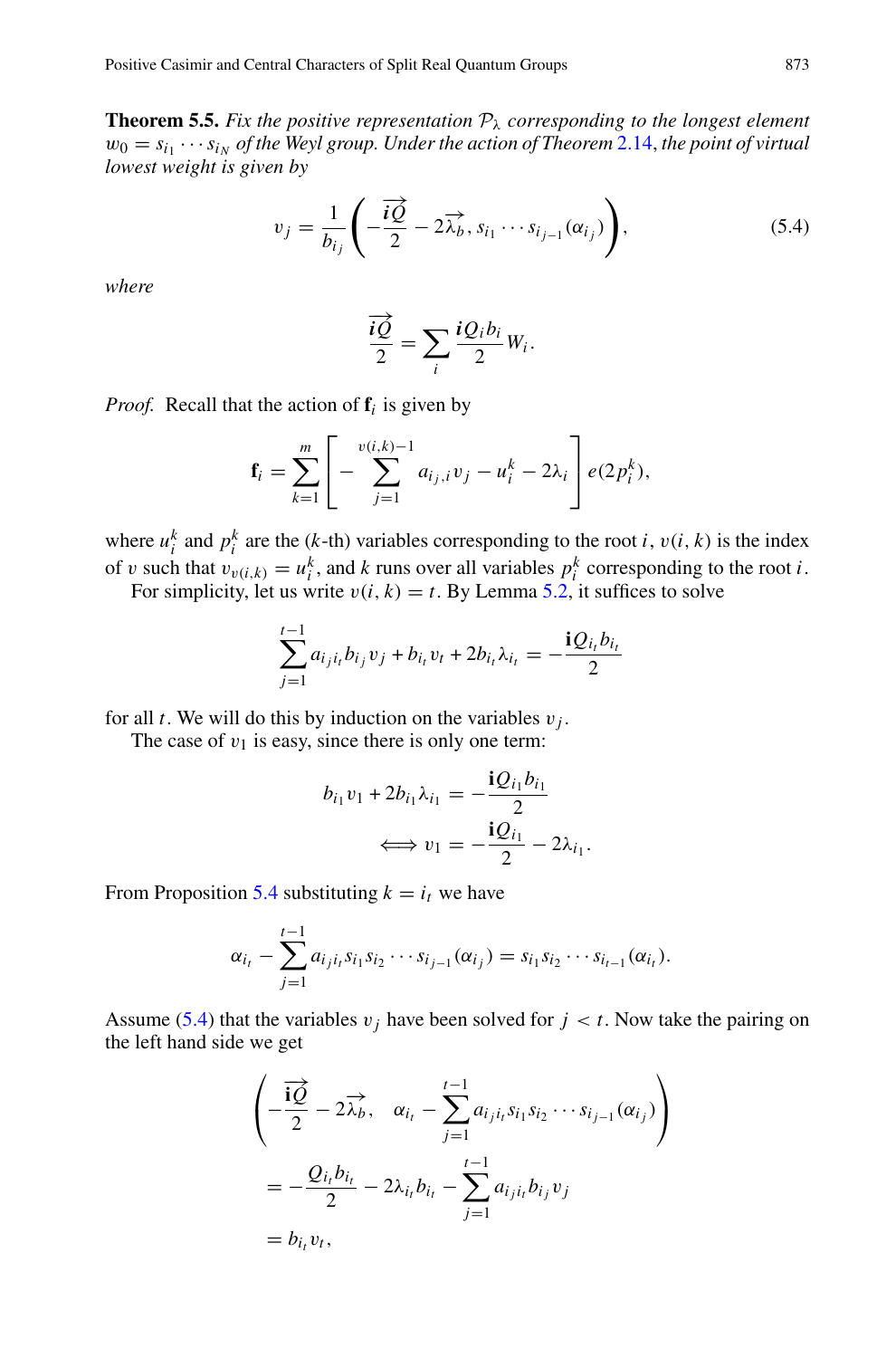**Theorem 5.5.** *Fix the positive representation $\mathcal{P}_\lambda$ corresponding to the longest element $w_0 = s_{i_1} \cdots s_{i_N}$ of the Weyl group. Under the action of Theorem 2.14, the point of virtual lowest weight is given by*

$$v_j = \frac{1}{b_{i_j}} \left( -\frac{\overrightarrow{\mathbf{i}Q}}{2} - 2\overrightarrow{\lambda_b}, s_{i_1} \cdots s_{i_{j-1}}(\alpha_{i_j}) \right), \tag{5.4}$$

*where*

$$\frac{\overrightarrow{\mathbf{i}Q}}{2} = \sum_i \frac{\mathbf{i}Q_i b_i}{2} W_i.$$

*Proof.* Recall that the action of $\mathbf{f}_i$ is given by

$$\mathbf{f}_i = \sum_{k=1}^{m} \left[ -\sum_{j=1}^{v(i,k)-1} a_{i_j,i} v_j - u_i^k - 2\lambda_i \right] e(2p_i^k),$$

where $u_i^k$ and $p_i^k$ are the ($k$-th) variables corresponding to the root $i$, $v(i,k)$ is the index of $v$ such that $v_{v(i,k)} = u_i^k$, and $k$ runs over all variables $p_i^k$ corresponding to the root $i$.

For simplicity, let us write $v(i,k) = t$. By Lemma 5.2, it suffices to solve

$$\sum_{j=1}^{t-1} a_{i_j i_t} b_{i_j} v_j + b_{i_t} v_t + 2 b_{i_t} \lambda_{i_t} = -\frac{\mathbf{i}Q_{i_t} b_{i_t}}{2}$$

for all $t$. We will do this by induction on the variables $v_j$.

The case of $v_1$ is easy, since there is only one term:

$$\begin{aligned} b_{i_1} v_1 + 2 b_{i_1} \lambda_{i_1} &= -\frac{\mathbf{i}Q_{i_1} b_{i_1}}{2} \\ \Longleftrightarrow v_1 &= -\frac{\mathbf{i}Q_{i_1}}{2} - 2\lambda_{i_1}. \end{aligned}$$

From Proposition 5.4 substituting $k = i_t$ we have

$$\alpha_{i_t} - \sum_{j=1}^{t-1} a_{i_j i_t} s_{i_1} s_{i_2} \cdots s_{i_{j-1}}(\alpha_{i_j}) = s_{i_1} s_{i_2} \cdots s_{i_{t-1}}(\alpha_{i_t}).$$

Assume (5.4) that the variables $v_j$ have been solved for $j < t$. Now take the pairing on the left hand side we get

$$\begin{aligned} &\left( -\frac{\overrightarrow{\mathbf{i}Q}}{2} - 2\overrightarrow{\lambda_b}, \quad \alpha_{i_t} - \sum_{j=1}^{t-1} a_{i_j i_t} s_{i_1} s_{i_2} \cdots s_{i_{j-1}}(\alpha_{i_j}) \right) \\ &= -\frac{Q_{i_t} b_{i_t}}{2} - 2\lambda_{i_t} b_{i_t} - \sum_{j=1}^{t-1} a_{i_j i_t} b_{i_j} v_j \\ &= b_{i_t} v_t, \end{aligned}$$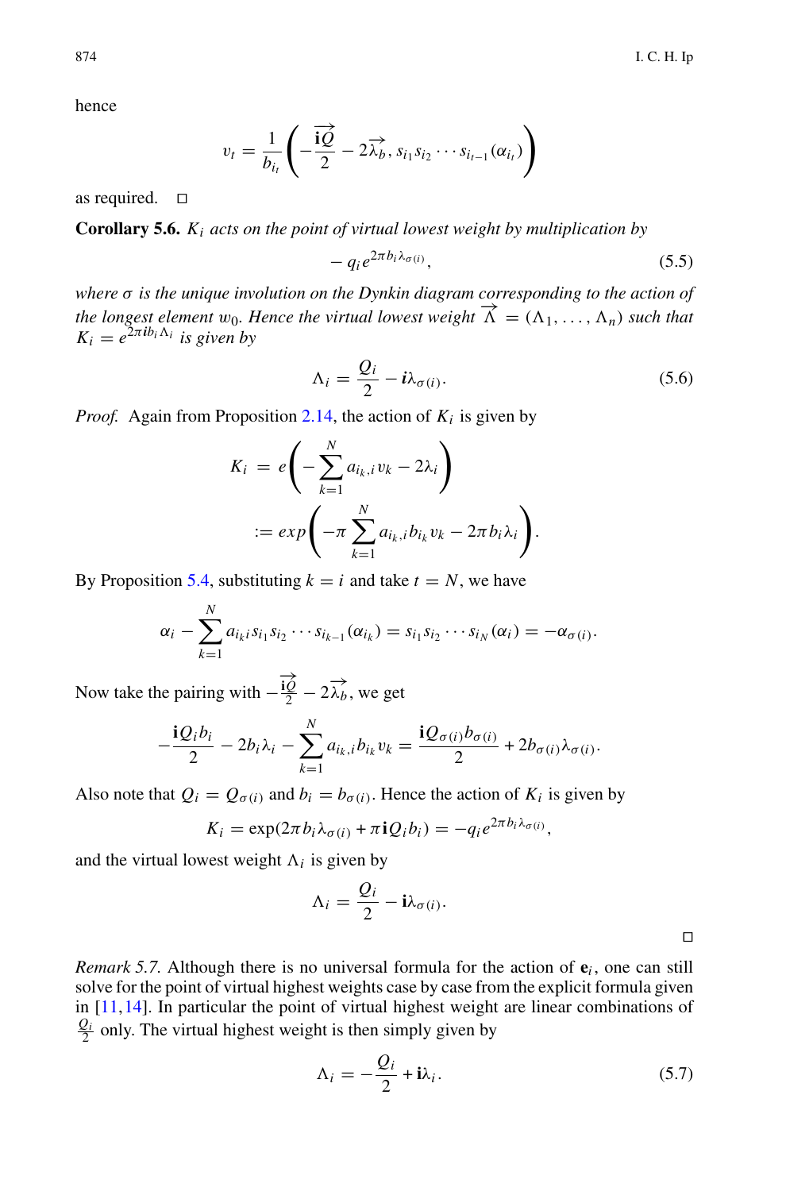hence

$$v_t = \frac{1}{b_{i_t}}\left(-\frac{\overrightarrow{\mathbf{i}Q}}{2} - 2\overrightarrow{\lambda_b}, s_{i_1}s_{i_2}\cdots s_{i_{t-1}}(\alpha_{i_t})\right)$$

as required. □

**Corollary 5.6.** *$K_i$ acts on the point of virtual lowest weight by multiplication by*

$$-q_i e^{2\pi b_i \lambda_{\sigma(i)}}, \tag{5.5}$$

*where $\sigma$ is the unique involution on the Dynkin diagram corresponding to the action of the longest element $w_0$. Hence the virtual lowest weight $\overrightarrow{\Lambda} = (\Lambda_1, \ldots, \Lambda_n)$ such that $K_i = e^{2\pi \mathbf{i} b_i \Lambda_i}$ is given by*

$$\Lambda_i = \frac{Q_i}{2} - \mathbf{i}\lambda_{\sigma(i)}. \tag{5.6}$$

*Proof.* Again from Proposition 2.14, the action of $K_i$ is given by

$$\begin{aligned} K_i &= e\left(-\sum_{k=1}^{N} a_{i_k,i} v_k - 2\lambda_i\right) \\ &:= exp\left(-\pi \sum_{k=1}^{N} a_{i_k,i} b_{i_k} v_k - 2\pi b_i \lambda_i\right). \end{aligned}$$

By Proposition 5.4, substituting $k = i$ and take $t = N$, we have

$$\alpha_i - \sum_{k=1}^{N} a_{i_k i} s_{i_1} s_{i_2} \cdots s_{i_{k-1}}(\alpha_{i_k}) = s_{i_1} s_{i_2} \cdots s_{i_N}(\alpha_i) = -\alpha_{\sigma(i)}.$$

Now take the pairing with $-\frac{\overrightarrow{\mathbf{i}Q}}{2} - 2\overrightarrow{\lambda_b}$, we get

$$-\frac{\mathbf{i}Q_i b_i}{2} - 2b_i\lambda_i - \sum_{k=1}^{N} a_{i_k,i} b_{i_k} v_k = \frac{\mathbf{i}Q_{\sigma(i)} b_{\sigma(i)}}{2} + 2b_{\sigma(i)}\lambda_{\sigma(i)}.$$

Also note that $Q_i = Q_{\sigma(i)}$ and $b_i = b_{\sigma(i)}$. Hence the action of $K_i$ is given by

$$K_i = \exp(2\pi b_i \lambda_{\sigma(i)} + \pi \mathbf{i} Q_i b_i) = -q_i e^{2\pi b_i \lambda_{\sigma(i)}},$$

and the virtual lowest weight $\Lambda_i$ is given by

$$\Lambda_i = \frac{Q_i}{2} - \mathbf{i}\lambda_{\sigma(i)}.$$

□

*Remark 5.7.* Although there is no universal formula for the action of $\mathbf{e}_i$, one can still solve for the point of virtual highest weights case by case from the explicit formula given in [11,14]. In particular the point of virtual highest weight are linear combinations of $\frac{Q_i}{2}$ only. The virtual highest weight is then simply given by

$$\Lambda_i = -\frac{Q_i}{2} + \mathbf{i}\lambda_i. \tag{5.7}$$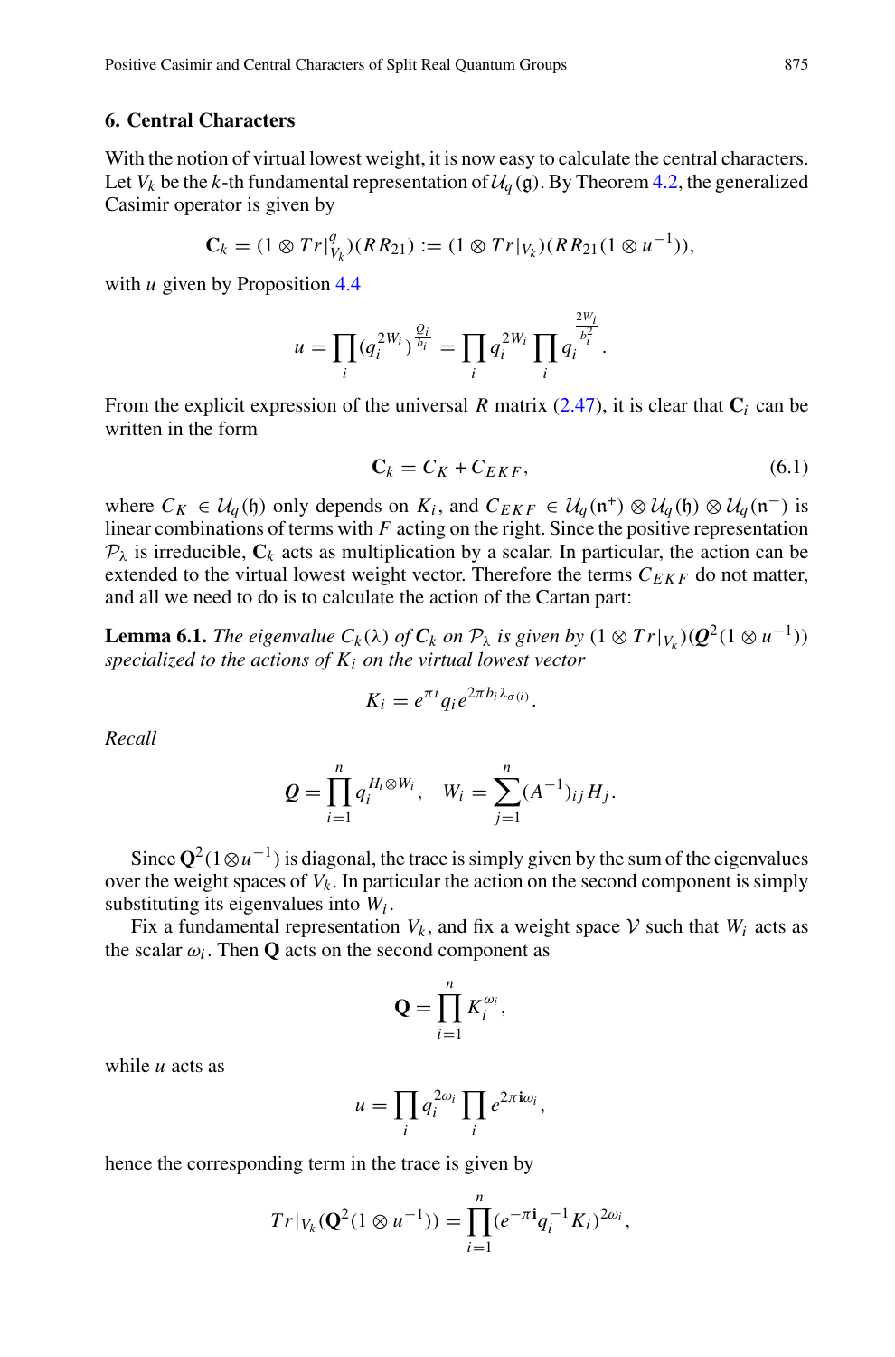## 6. Central Characters

With the notion of virtual lowest weight, it is now easy to calculate the central characters. Let $V_k$ be the $k$-th fundamental representation of $\mathcal{U}_q(\mathfrak{g})$. By Theorem 4.2, the generalized Casimir operator is given by

$$\mathbf{C}_k = (1 \otimes Tr|_{V_k}^q)(RR_{21}) := (1 \otimes Tr|_{V_k})(RR_{21}(1 \otimes u^{-1})),$$

with $u$ given by Proposition 4.4

$$u = \prod_i (q_i^{2W_i})^{\frac{Q_i}{b_i}} = \prod_i q_i^{2W_i} \prod_i q_i^{\frac{2W_i}{b_i^2}}.$$

From the explicit expression of the universal $R$ matrix (2.47), it is clear that $\mathbf{C}_i$ can be written in the form

$$\mathbf{C}_k = C_K + C_{EKF}, \tag{6.1}$$

where $C_K \in \mathcal{U}_q(\mathfrak{h})$ only depends on $K_i$, and $C_{EKF} \in \mathcal{U}_q(\mathfrak{n}^+) \otimes \mathcal{U}_q(\mathfrak{h}) \otimes \mathcal{U}_q(\mathfrak{n}^-)$ is linear combinations of terms with $F$ acting on the right. Since the positive representation $\mathcal{P}_\lambda$ is irreducible, $\mathbf{C}_k$ acts as multiplication by a scalar. In particular, the action can be extended to the virtual lowest weight vector. Therefore the terms $C_{EKF}$ do not matter, and all we need to do is to calculate the action of the Cartan part:

**Lemma 6.1.** *The eigenvalue $C_k(\lambda)$ of $\mathbf{C}_k$ on $\mathcal{P}_\lambda$ is given by $(1 \otimes Tr|_{V_k})(\mathbf{Q}^2(1 \otimes u^{-1}))$ specialized to the actions of $K_i$ on the virtual lowest vector*

$$K_i = e^{\pi i} q_i e^{2\pi b_i \lambda_{\sigma(i)}}.$$

*Recall*

$$\mathbf{Q} = \prod_{i=1}^n q_i^{H_i \otimes W_i}, \quad W_i = \sum_{j=1}^n (A^{-1})_{ij} H_j.$$

Since $\mathbf{Q}^2(1 \otimes u^{-1})$ is diagonal, the trace is simply given by the sum of the eigenvalues over the weight spaces of $V_k$. In particular the action on the second component is simply substituting its eigenvalues into $W_i$.

Fix a fundamental representation $V_k$, and fix a weight space $\mathcal{V}$ such that $W_i$ acts as the scalar $\omega_i$. Then $\mathbf{Q}$ acts on the second component as

$$\mathbf{Q} = \prod_{i=1}^n K_i^{\omega_i},$$

while $u$ acts as

$$u = \prod_i q_i^{2\omega_i} \prod_i e^{2\pi \mathbf{i} \omega_i},$$

hence the corresponding term in the trace is given by

$$Tr|_{V_k}(\mathbf{Q}^2(1 \otimes u^{-1})) = \prod_{i=1}^n (e^{-\pi \mathbf{i}} q_i^{-1} K_i)^{2\omega_i},$$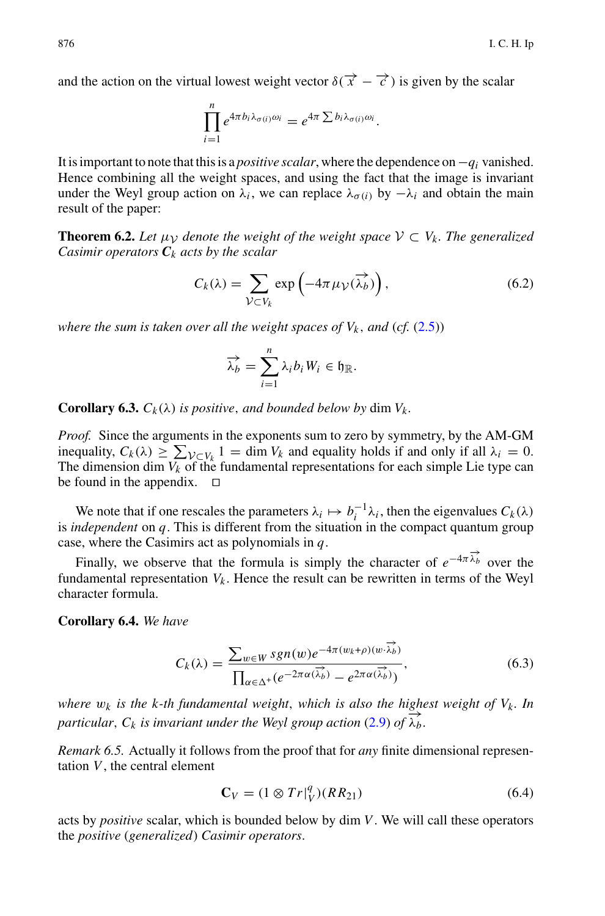and the action on the virtual lowest weight vector $\delta(\overrightarrow{x}-\overrightarrow{c})$ is given by the scalar

$$\prod_{i=1}^{n} e^{4\pi b_i \lambda_{\sigma(i)}\omega_i} = e^{4\pi \sum b_i \lambda_{\sigma(i)}\omega_i}.$$

It is important to note that this is a *positive scalar*, where the dependence on $-q_i$ vanished. Hence combining all the weight spaces, and using the fact that the image is invariant under the Weyl group action on $\lambda_i$, we can replace $\lambda_{\sigma(i)}$ by $-\lambda_i$ and obtain the main result of the paper:

**Theorem 6.2.** *Let $\mu_{\mathcal{V}}$ denote the weight of the weight space $\mathcal{V} \subset V_k$. The generalized Casimir operators $\boldsymbol{C}_k$ acts by the scalar*

$$C_k(\lambda) = \sum_{\mathcal{V}\subset V_k} \exp\left(-4\pi \mu_{\mathcal{V}}(\overrightarrow{\lambda_b})\right), \tag{6.2}$$

*where the sum is taken over all the weight spaces of $V_k$, and (cf. (2.5))*

$$\overrightarrow{\lambda_b} = \sum_{i=1}^{n} \lambda_i b_i W_i \in \mathfrak{h}_{\mathbb{R}}.$$

**Corollary 6.3.** *$C_k(\lambda)$ is positive, and bounded below by* $\dim V_k$.

*Proof.* Since the arguments in the exponents sum to zero by symmetry, by the AM-GM inequality, $C_k(\lambda) \geq \sum_{\mathcal{V}\subset V_k} 1 = \dim V_k$ and equality holds if and only if all $\lambda_i = 0$. The dimension $\dim V_k$ of the fundamental representations for each simple Lie type can be found in the appendix. $\square$

We note that if one rescales the parameters $\lambda_i \mapsto b_i^{-1}\lambda_i$, then the eigenvalues $C_k(\lambda)$ is *independent* on $q$. This is different from the situation in the compact quantum group case, where the Casimirs act as polynomials in $q$.

Finally, we observe that the formula is simply the character of $e^{-4\pi\overrightarrow{\lambda_b}}$ over the fundamental representation $V_k$. Hence the result can be rewritten in terms of the Weyl character formula.

**Corollary 6.4.** *We have*

$$C_k(\lambda) = \frac{\sum_{w\in W} sgn(w) e^{-4\pi(w_k+\rho)(w\cdot\overrightarrow{\lambda_b})}}{\prod_{\alpha\in\Delta^+}(e^{-2\pi\alpha(\overrightarrow{\lambda_b})} - e^{2\pi\alpha(\overrightarrow{\lambda_b})})}, \tag{6.3}$$

*where $w_k$ is the $k$-th fundamental weight, which is also the highest weight of $V_k$. In particular, $C_k$ is invariant under the Weyl group action (2.9) of $\overrightarrow{\lambda_b}$.*

*Remark 6.5.* Actually it follows from the proof that for *any* finite dimensional representation $V$, the central element

$$\mathbf{C}_V = (1 \otimes Tr|_V^q)(RR_{21}) \tag{6.4}$$

acts by *positive* scalar, which is bounded below by $\dim V$. We will call these operators the *positive (generalized) Casimir operators*.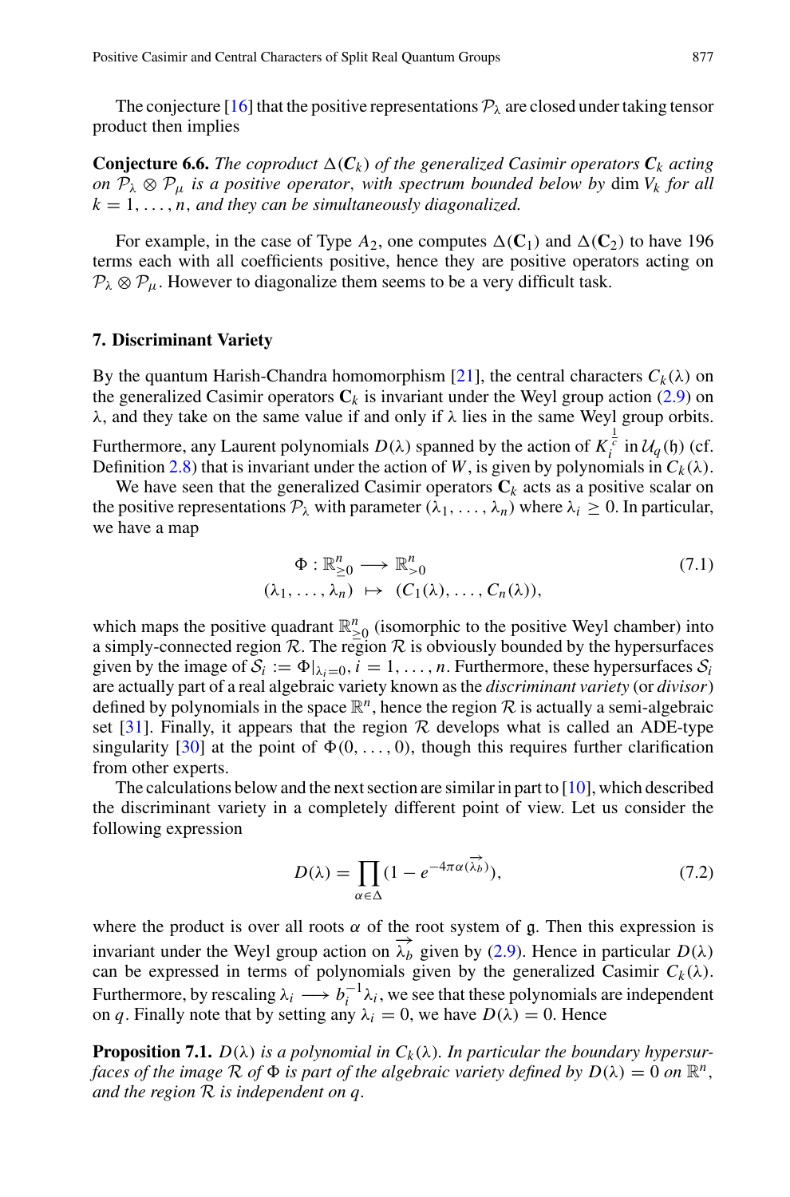The conjecture [16] that the positive representations $\mathcal{P}_\lambda$ are closed under taking tensor product then implies

**Conjecture 6.6.** *The coproduct $\Delta(\mathbf{C}_k)$ of the generalized Casimir operators $\mathbf{C}_k$ acting on $\mathcal{P}_\lambda \otimes \mathcal{P}_\mu$ is a positive operator, with spectrum bounded below by $\dim V_k$ for all $k = 1, \ldots, n$, and they can be simultaneously diagonalized.*

For example, in the case of Type $A_2$, one computes $\Delta(\mathbf{C}_1)$ and $\Delta(\mathbf{C}_2)$ to have 196 terms each with all coefficients positive, hence they are positive operators acting on $\mathcal{P}_\lambda \otimes \mathcal{P}_\mu$. However to diagonalize them seems to be a very difficult task.

## 7. Discriminant Variety

By the quantum Harish-Chandra homomorphism [21], the central characters $C_k(\lambda)$ on the generalized Casimir operators $\mathbf{C}_k$ is invariant under the Weyl group action (2.9) on $\lambda$, and they take on the same value if and only if $\lambda$ lies in the same Weyl group orbits. Furthermore, any Laurent polynomials $D(\lambda)$ spanned by the action of $K_i^{\frac{1}{c}}$ in $\mathcal{U}_q(\mathfrak{h})$ (cf. Definition 2.8) that is invariant under the action of $W$, is given by polynomials in $C_k(\lambda)$.

We have seen that the generalized Casimir operators $\mathbf{C}_k$ acts as a positive scalar on the positive representations $\mathcal{P}_\lambda$ with parameter $(\lambda_1, \ldots, \lambda_n)$ where $\lambda_i \geq 0$. In particular, we have a map

$$\begin{aligned} \Phi : \mathbb{R}^n_{\geq 0} &\longrightarrow \mathbb{R}^n_{>0} \\ (\lambda_1, \ldots, \lambda_n) &\mapsto (C_1(\lambda), \ldots, C_n(\lambda)), \end{aligned} \tag{7.1}$$

which maps the positive quadrant $\mathbb{R}^n_{\geq 0}$ (isomorphic to the positive Weyl chamber) into a simply-connected region $\mathcal{R}$. The region $\mathcal{R}$ is obviously bounded by the hypersurfaces given by the image of $\mathcal{S}_i := \Phi|_{\lambda_i=0}, i = 1, \ldots, n$. Furthermore, these hypersurfaces $\mathcal{S}_i$ are actually part of a real algebraic variety known as the *discriminant variety* (or *divisor*) defined by polynomials in the space $\mathbb{R}^n$, hence the region $\mathcal{R}$ is actually a semi-algebraic set [31]. Finally, it appears that the region $\mathcal{R}$ develops what is called an ADE-type singularity [30] at the point of $\Phi(0, \ldots, 0)$, though this requires further clarification from other experts.

The calculations below and the next section are similar in part to [10], which described the discriminant variety in a completely different point of view. Let us consider the following expression

$$D(\lambda) = \prod_{\alpha \in \Delta} (1 - e^{-4\pi\alpha(\overrightarrow{\lambda_b})}), \tag{7.2}$$

where the product is over all roots $\alpha$ of the root system of $\mathfrak{g}$. Then this expression is invariant under the Weyl group action on $\overrightarrow{\lambda_b}$ given by (2.9). Hence in particular $D(\lambda)$ can be expressed in terms of polynomials given by the generalized Casimir $C_k(\lambda)$. Furthermore, by rescaling $\lambda_i \longrightarrow b_i^{-1}\lambda_i$, we see that these polynomials are independent on $q$. Finally note that by setting any $\lambda_i = 0$, we have $D(\lambda) = 0$. Hence

**Proposition 7.1.** *$D(\lambda)$ is a polynomial in $C_k(\lambda)$. In particular the boundary hypersurfaces of the image $\mathcal{R}$ of $\Phi$ is part of the algebraic variety defined by $D(\lambda) = 0$ on $\mathbb{R}^n$, and the region $\mathcal{R}$ is independent on $q$.*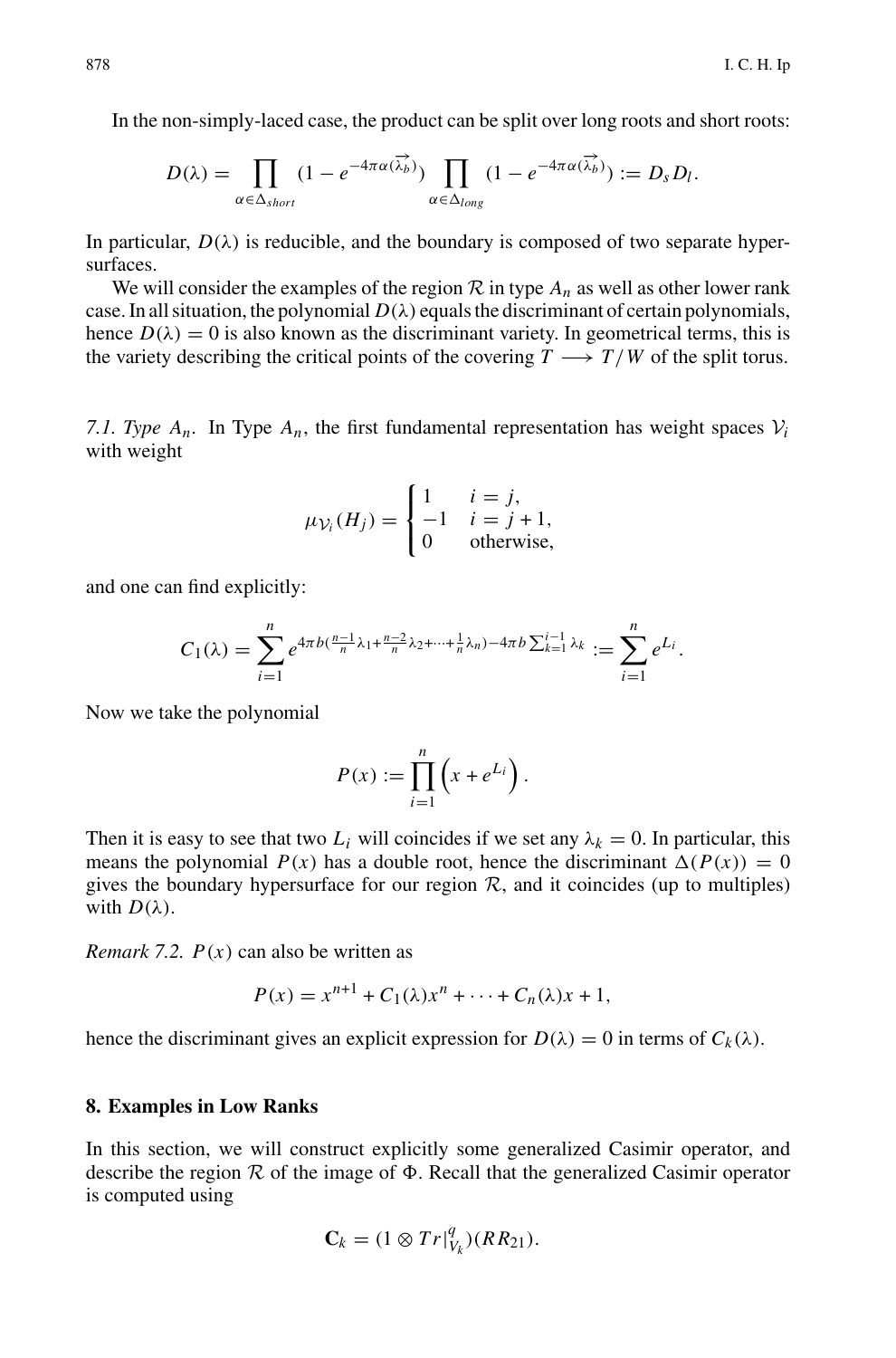In the non-simply-laced case, the product can be split over long roots and short roots:

$$D(\lambda) = \prod_{\alpha\in\Delta_{short}} (1 - e^{-4\pi\alpha(\overrightarrow{\lambda_b})}) \prod_{\alpha\in\Delta_{long}} (1 - e^{-4\pi\alpha(\overrightarrow{\lambda_b})}) := D_s D_l.$$

In particular, $D(\lambda)$ is reducible, and the boundary is composed of two separate hypersurfaces.

We will consider the examples of the region $\mathcal{R}$ in type $A_n$ as well as other lower rank case. In all situation, the polynomial $D(\lambda)$ equals the discriminant of certain polynomials, hence $D(\lambda) = 0$ is also known as the discriminant variety. In geometrical terms, this is the variety describing the critical points of the covering $T \longrightarrow T/W$ of the split torus.

*7.1. Type $A_n$.* In Type $A_n$, the first fundamental representation has weight spaces $\mathcal{V}_i$ with weight

$$\mu_{\mathcal{V}_i}(H_j) = \begin{cases} 1 & i = j, \\ -1 & i = j+1, \\ 0 & \text{otherwise}, \end{cases}$$

and one can find explicitly:

$$C_1(\lambda) = \sum_{i=1}^{n} e^{4\pi b(\frac{n-1}{n}\lambda_1 + \frac{n-2}{n}\lambda_2 + \cdots + \frac{1}{n}\lambda_n) - 4\pi b\sum_{k=1}^{i-1}\lambda_k} := \sum_{i=1}^{n} e^{L_i}.$$

Now we take the polynomial

$$P(x) := \prod_{i=1}^{n}\left(x + e^{L_i}\right).$$

Then it is easy to see that two $L_i$ will coincides if we set any $\lambda_k = 0$. In particular, this means the polynomial $P(x)$ has a double root, hence the discriminant $\Delta(P(x)) = 0$ gives the boundary hypersurface for our region $\mathcal{R}$, and it coincides (up to multiples) with $D(\lambda)$.

*Remark 7.2.* $P(x)$ can also be written as

$$P(x) = x^{n+1} + C_1(\lambda)x^n + \cdots + C_n(\lambda)x + 1,$$

hence the discriminant gives an explicit expression for $D(\lambda) = 0$ in terms of $C_k(\lambda)$.

## 8. Examples in Low Ranks

In this section, we will construct explicitly some generalized Casimir operator, and describe the region $\mathcal{R}$ of the image of $\Phi$. Recall that the generalized Casimir operator is computed using

$$\mathbf{C}_k = (1 \otimes Tr|_{V_k}^{q})(RR_{21}).$$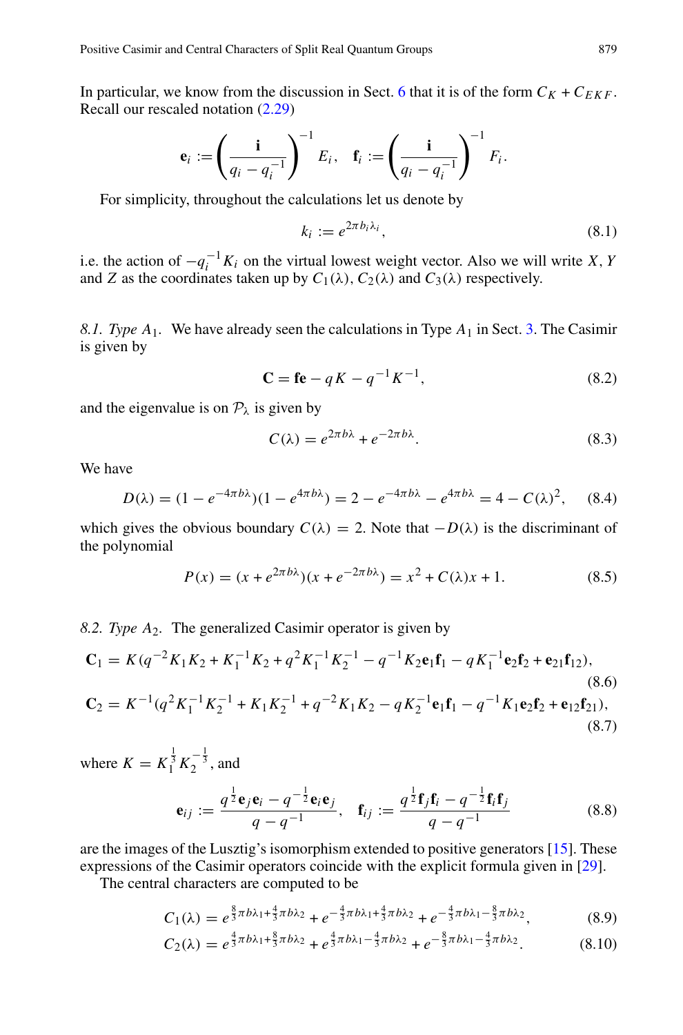In particular, we know from the discussion in Sect. 6 that it is of the form $C_K + C_{EKF}$. Recall our rescaled notation (2.29)

$$\mathbf{e}_i := \left(\frac{\mathbf{i}}{q_i - q_i^{-1}}\right)^{-1} E_i, \quad \mathbf{f}_i := \left(\frac{\mathbf{i}}{q_i - q_i^{-1}}\right)^{-1} F_i.$$

For simplicity, throughout the calculations let us denote by

$$k_i := e^{2\pi b_i \lambda_i}, \tag{8.1}$$

i.e. the action of $-q_i^{-1}K_i$ on the virtual lowest weight vector. Also we will write $X$, $Y$ and $Z$ as the coordinates taken up by $C_1(\lambda)$, $C_2(\lambda)$ and $C_3(\lambda)$ respectively.

*8.1. Type $A_1$.* We have already seen the calculations in Type $A_1$ in Sect. 3. The Casimir is given by

$$\mathbf{C} = \mathbf{fe} - qK - q^{-1}K^{-1}, \tag{8.2}$$

and the eigenvalue is on $\mathcal{P}_\lambda$ is given by

$$C(\lambda) = e^{2\pi b\lambda} + e^{-2\pi b\lambda}. \tag{8.3}$$

We have

$$D(\lambda) = (1 - e^{-4\pi b\lambda})(1 - e^{4\pi b\lambda}) = 2 - e^{-4\pi b\lambda} - e^{4\pi b\lambda} = 4 - C(\lambda)^2, \tag{8.4}$$

which gives the obvious boundary $C(\lambda) = 2$. Note that $-D(\lambda)$ is the discriminant of the polynomial

$$P(x) = (x + e^{2\pi b\lambda})(x + e^{-2\pi b\lambda}) = x^2 + C(\lambda)x + 1. \tag{8.5}$$

*8.2. Type $A_2$.* The generalized Casimir operator is given by

$$\mathbf{C}_1 = K(q^{-2}K_1K_2 + K_1^{-1}K_2 + q^2K_1^{-1}K_2^{-1} - q^{-1}K_2\mathbf{e}_1\mathbf{f}_1 - qK_1^{-1}\mathbf{e}_2\mathbf{f}_2 + \mathbf{e}_{21}\mathbf{f}_{12}), \tag{8.6}$$

$$\mathbf{C}_2 = K^{-1}(q^2K_1^{-1}K_2^{-1} + K_1K_2^{-1} + q^{-2}K_1K_2 - qK_2^{-1}\mathbf{e}_1\mathbf{f}_1 - q^{-1}K_1\mathbf{e}_2\mathbf{f}_2 + \mathbf{e}_{12}\mathbf{f}_{21}), \tag{8.7}$$

where $K = K_1^{\frac{1}{3}}K_2^{-\frac{1}{3}}$, and

$$\mathbf{e}_{ij} := \frac{q^{\frac{1}{2}}\mathbf{e}_j\mathbf{e}_i - q^{-\frac{1}{2}}\mathbf{e}_i\mathbf{e}_j}{q - q^{-1}}, \quad \mathbf{f}_{ij} := \frac{q^{\frac{1}{2}}\mathbf{f}_j\mathbf{f}_i - q^{-\frac{1}{2}}\mathbf{f}_i\mathbf{f}_j}{q - q^{-1}} \tag{8.8}$$

are the images of the Lusztig's isomorphism extended to positive generators [15]. These expressions of the Casimir operators coincide with the explicit formula given in [29].

The central characters are computed to be

$$C_1(\lambda) = e^{\frac{8}{3}\pi b\lambda_1 + \frac{4}{3}\pi b\lambda_2} + e^{-\frac{4}{3}\pi b\lambda_1 + \frac{4}{3}\pi b\lambda_2} + e^{-\frac{4}{3}\pi b\lambda_1 - \frac{8}{3}\pi b\lambda_2}, \tag{8.9}$$

$$C_2(\lambda) = e^{\frac{4}{3}\pi b\lambda_1 + \frac{8}{3}\pi b\lambda_2} + e^{\frac{4}{3}\pi b\lambda_1 - \frac{4}{3}\pi b\lambda_2} + e^{-\frac{8}{3}\pi b\lambda_1 - \frac{4}{3}\pi b\lambda_2}. \tag{8.10}$$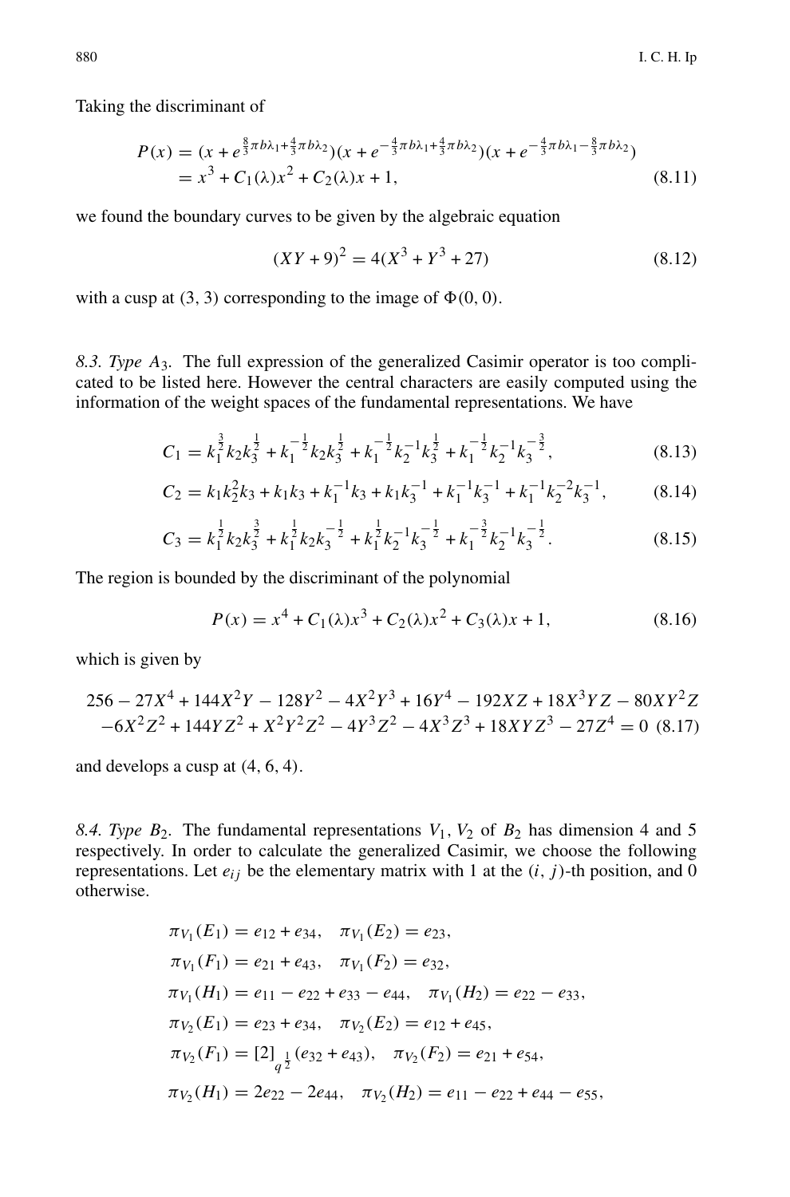Taking the discriminant of

$$
\begin{aligned}
P(x) &= (x + e^{\frac{8}{3}\pi b\lambda_1 + \frac{4}{3}\pi b\lambda_2})(x + e^{-\frac{4}{3}\pi b\lambda_1 + \frac{4}{3}\pi b\lambda_2})(x + e^{-\frac{4}{3}\pi b\lambda_1 - \frac{8}{3}\pi b\lambda_2}) \\
&= x^3 + C_1(\lambda)x^2 + C_2(\lambda)x + 1,
\end{aligned}
\tag{8.11}
$$

we found the boundary curves to be given by the algebraic equation

$$
(XY + 9)^2 = 4(X^3 + Y^3 + 27) \tag{8.12}
$$

with a cusp at (3, 3) corresponding to the image of $\Phi(0, 0)$.

*8.3. Type $A_3$.* The full expression of the generalized Casimir operator is too complicated to be listed here. However the central characters are easily computed using the information of the weight spaces of the fundamental representations. We have

$$
C_1 = k_1^{\frac{3}{2}} k_2 k_3^{\frac{1}{2}} + k_1^{-\frac{1}{2}} k_2 k_3^{\frac{1}{2}} + k_1^{-\frac{1}{2}} k_2^{-1} k_3^{\frac{1}{2}} + k_1^{-\frac{1}{2}} k_2^{-1} k_3^{-\frac{3}{2}}, \tag{8.13}
$$

$$
C_2 = k_1 k_2^2 k_3 + k_1 k_3 + k_1^{-1} k_3 + k_1 k_3^{-1} + k_1^{-1} k_3^{-1} + k_1^{-1} k_2^{-2} k_3^{-1}, \tag{8.14}
$$

$$
C_3 = k_1^{\frac{1}{2}} k_2 k_3^{\frac{3}{2}} + k_1^{\frac{1}{2}} k_2 k_3^{-\frac{1}{2}} + k_1^{\frac{1}{2}} k_2^{-1} k_3^{-\frac{1}{2}} + k_1^{-\frac{3}{2}} k_2^{-1} k_3^{-\frac{1}{2}}. \tag{8.15}
$$

The region is bounded by the discriminant of the polynomial

$$
P(x) = x^4 + C_1(\lambda)x^3 + C_2(\lambda)x^2 + C_3(\lambda)x + 1, \tag{8.16}
$$

which is given by

$$
\begin{aligned}
&256 - 27X^4 + 144X^2Y - 128Y^2 - 4X^2Y^3 + 16Y^4 - 192XZ + 18X^3YZ - 80XY^2Z \\
&-6X^2Z^2 + 144YZ^2 + X^2Y^2Z^2 - 4Y^3Z^2 - 4X^3Z^3 + 18XYZ^3 - 27Z^4 = 0
\end{aligned}
\tag{8.17}
$$

and develops a cusp at (4, 6, 4).

*8.4. Type $B_2$.* The fundamental representations $V_1, V_2$ of $B_2$ has dimension 4 and 5 respectively. In order to calculate the generalized Casimir, we choose the following representations. Let $e_{ij}$ be the elementary matrix with 1 at the $(i, j)$-th position, and 0 otherwise.

$$
\begin{aligned}
&\pi_{V_1}(E_1) = e_{12} + e_{34}, \quad \pi_{V_1}(E_2) = e_{23}, \\
&\pi_{V_1}(F_1) = e_{21} + e_{43}, \quad \pi_{V_1}(F_2) = e_{32}, \\
&\pi_{V_1}(H_1) = e_{11} - e_{22} + e_{33} - e_{44}, \quad \pi_{V_1}(H_2) = e_{22} - e_{33}, \\
&\pi_{V_2}(E_1) = e_{23} + e_{34}, \quad \pi_{V_2}(E_2) = e_{12} + e_{45}, \\
&\pi_{V_2}(F_1) = [2]_{q^{\frac{1}{2}}}(e_{32} + e_{43}), \quad \pi_{V_2}(F_2) = e_{21} + e_{54}, \\
&\pi_{V_2}(H_1) = 2e_{22} - 2e_{44}, \quad \pi_{V_2}(H_2) = e_{11} - e_{22} + e_{44} - e_{55},
\end{aligned}
$$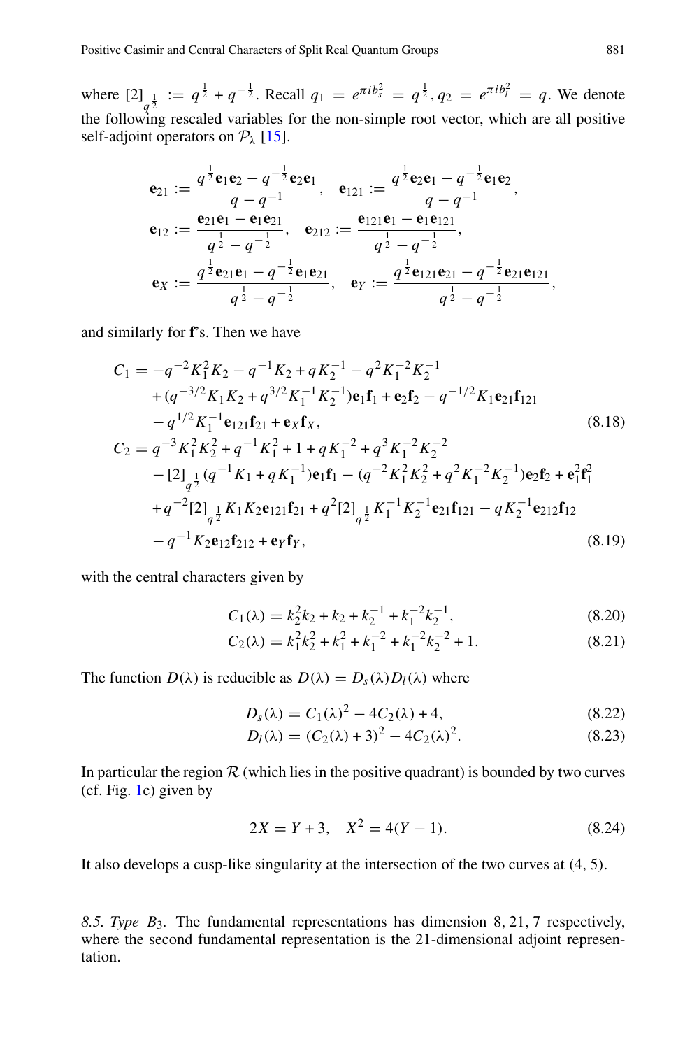where $[2]_{q^{\frac{1}{2}}} := q^{\frac{1}{2}} + q^{-\frac{1}{2}}$. Recall $q_1 = e^{\pi i b_s^2} = q^{\frac{1}{2}}, q_2 = e^{\pi i b_l^2} = q$. We denote the following rescaled variables for the non-simple root vector, which are all positive self-adjoint operators on $\mathcal{P}_\lambda$ [15].

$$
\begin{aligned}
\mathbf{e}_{21} &:= \frac{q^{\frac{1}{2}}\mathbf{e}_1\mathbf{e}_2 - q^{-\frac{1}{2}}\mathbf{e}_2\mathbf{e}_1}{q - q^{-1}}, \quad \mathbf{e}_{121} := \frac{q^{\frac{1}{2}}\mathbf{e}_2\mathbf{e}_1 - q^{-\frac{1}{2}}\mathbf{e}_1\mathbf{e}_2}{q - q^{-1}},\\
\mathbf{e}_{12} &:= \frac{\mathbf{e}_{21}\mathbf{e}_1 - \mathbf{e}_1\mathbf{e}_{21}}{q^{\frac{1}{2}} - q^{-\frac{1}{2}}}, \quad \mathbf{e}_{212} := \frac{\mathbf{e}_{121}\mathbf{e}_1 - \mathbf{e}_1\mathbf{e}_{121}}{q^{\frac{1}{2}} - q^{-\frac{1}{2}}},\\
\mathbf{e}_X &:= \frac{q^{\frac{1}{2}}\mathbf{e}_{21}\mathbf{e}_1 - q^{-\frac{1}{2}}\mathbf{e}_1\mathbf{e}_{21}}{q^{\frac{1}{2}} - q^{-\frac{1}{2}}}, \quad \mathbf{e}_Y := \frac{q^{\frac{1}{2}}\mathbf{e}_{121}\mathbf{e}_{21} - q^{-\frac{1}{2}}\mathbf{e}_{21}\mathbf{e}_{121}}{q^{\frac{1}{2}} - q^{-\frac{1}{2}}},
\end{aligned}
$$

and similarly for $\mathbf{f}$'s. Then we have

$$
\begin{aligned}
C_1 &= -q^{-2}K_1^2K_2 - q^{-1}K_2 + qK_2^{-1} - q^2K_1^{-2}K_2^{-1}\\
&\quad + (q^{-3/2}K_1K_2 + q^{3/2}K_1^{-1}K_2^{-1})\mathbf{e}_1\mathbf{f}_1 + \mathbf{e}_2\mathbf{f}_2 - q^{-1/2}K_1\mathbf{e}_{21}\mathbf{f}_{121}\\
&\quad - q^{1/2}K_1^{-1}\mathbf{e}_{121}\mathbf{f}_{21} + \mathbf{e}_X\mathbf{f}_X, \qquad (8.18)\\
C_2 &= q^{-3}K_1^2K_2^2 + q^{-1}K_1^2 + 1 + qK_1^{-2} + q^3K_1^{-2}K_2^{-2}\\
&\quad - [2]_{q^{\frac{1}{2}}}(q^{-1}K_1 + qK_1^{-1})\mathbf{e}_1\mathbf{f}_1 - (q^{-2}K_1^2K_2^2 + q^2K_1^{-2}K_2^{-1})\mathbf{e}_2\mathbf{f}_2 + \mathbf{e}_1^2\mathbf{f}_1^2\\
&\quad + q^{-2}[2]_{q^{\frac{1}{2}}}K_1K_2\mathbf{e}_{121}\mathbf{f}_{21} + q^2[2]_{q^{\frac{1}{2}}}K_1^{-1}K_2^{-1}\mathbf{e}_{21}\mathbf{f}_{121} - qK_2^{-1}\mathbf{e}_{212}\mathbf{f}_{12}\\
&\quad - q^{-1}K_2\mathbf{e}_{12}\mathbf{f}_{212} + \mathbf{e}_Y\mathbf{f}_Y, \qquad (8.19)
\end{aligned}
$$

with the central characters given by

$$C_1(\lambda) = k_2^2k_2 + k_2 + k_2^{-1} + k_1^{-2}k_2^{-1}, \qquad (8.20)$$

$$C_2(\lambda) = k_1^2k_2^2 + k_1^2 + k_1^{-2} + k_1^{-2}k_2^{-2} + 1. \qquad (8.21)$$

The function $D(\lambda)$ is reducible as $D(\lambda) = D_s(\lambda)D_l(\lambda)$ where

$$D_s(\lambda) = C_1(\lambda)^2 - 4C_2(\lambda) + 4, \qquad (8.22)$$

$$D_l(\lambda) = (C_2(\lambda) + 3)^2 - 4C_2(\lambda)^2. \qquad (8.23)$$

In particular the region $\mathcal{R}$ (which lies in the positive quadrant) is bounded by two curves (cf. Fig. 1c) given by

$$2X = Y + 3, \quad X^2 = 4(Y - 1). \qquad (8.24)$$

It also develops a cusp-like singularity at the intersection of the two curves at $(4, 5)$.

*8.5. Type $B_3$.* The fundamental representations has dimension $8, 21, 7$ respectively, where the second fundamental representation is the 21-dimensional adjoint representation.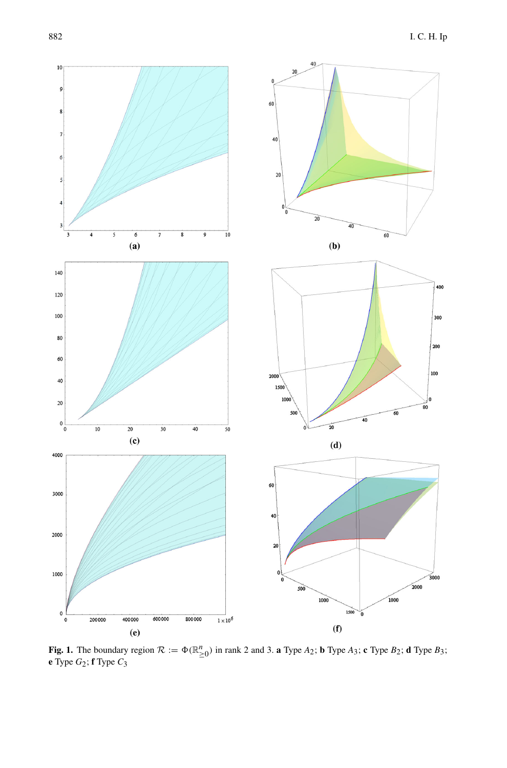**Fig. 1.** The boundary region $\mathcal{R} := \Phi(\mathbb{R}^n_{\geq 0})$ in rank 2 and 3. **a** Type $A_2$; **b** Type $A_3$; **c** Type $B_2$; **d** Type $B_3$; **e** Type $G_2$; **f** Type $C_3$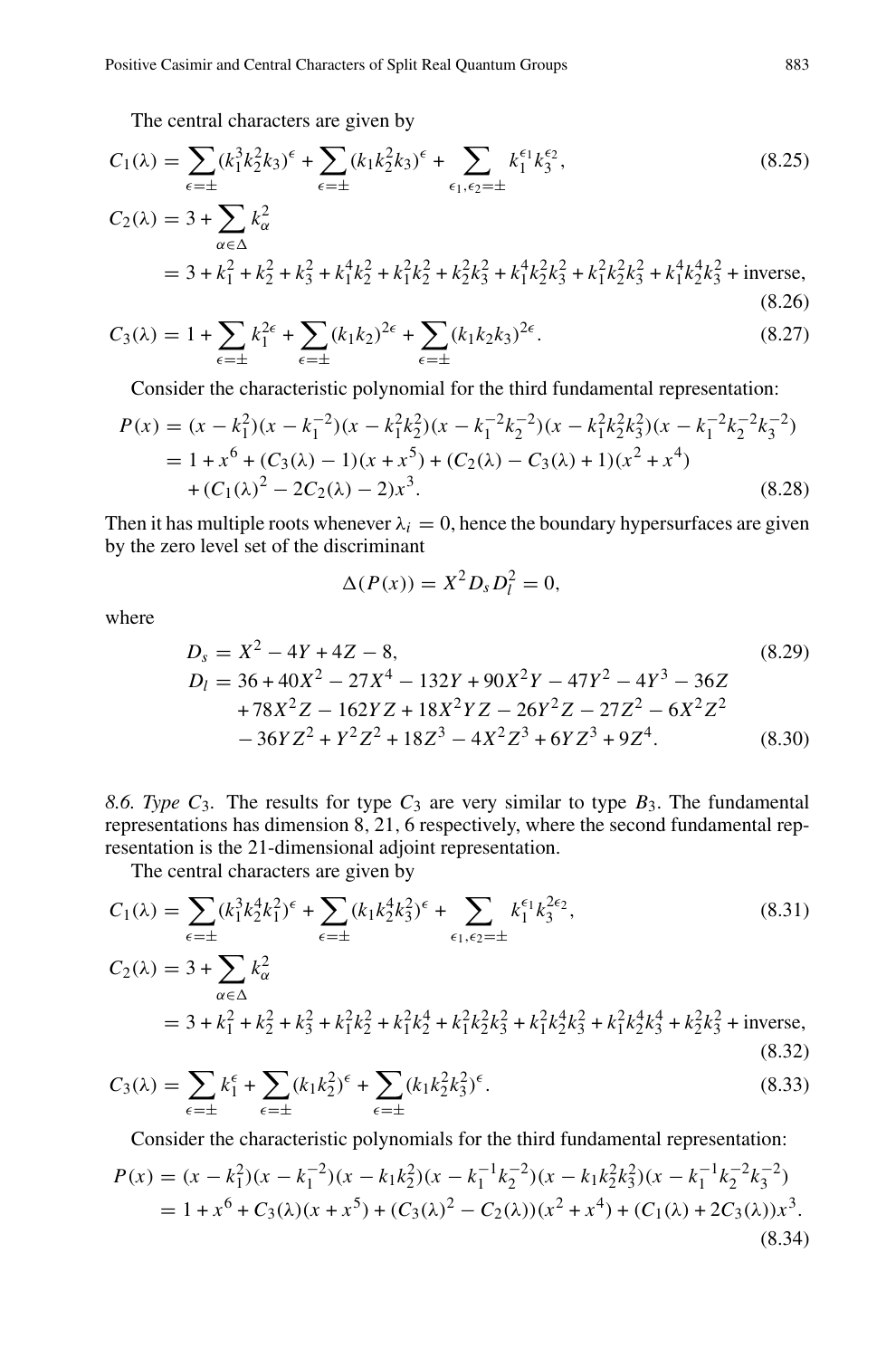The central characters are given by

$$C_1(\lambda) = \sum_{\epsilon=\pm}(k_1^3k_2^2k_3)^\epsilon + \sum_{\epsilon=\pm}(k_1k_2^2k_3)^\epsilon + \sum_{\epsilon_1,\epsilon_2=\pm} k_1^{\epsilon_1}k_3^{\epsilon_2}, \tag{8.25}$$

$$\begin{aligned}C_2(\lambda) &= 3 + \sum_{\alpha\in\Delta} k_\alpha^2 \\ &= 3 + k_1^2 + k_2^2 + k_3^2 + k_1^4k_2^2 + k_1^2k_2^2 + k_2^2k_3^2 + k_1^4k_2^2k_3^2 + k_1^2k_2^2k_3^2 + k_1^4k_2^4k_3^2 + \text{inverse},\end{aligned} \tag{8.26}$$

$$C_3(\lambda) = 1 + \sum_{\epsilon=\pm} k_1^{2\epsilon} + \sum_{\epsilon=\pm}(k_1k_2)^{2\epsilon} + \sum_{\epsilon=\pm}(k_1k_2k_3)^{2\epsilon}. \tag{8.27}$$

Consider the characteristic polynomial for the third fundamental representation:

$$\begin{aligned}P(x) &= (x-k_1^2)(x-k_1^{-2})(x-k_1^2k_2^2)(x-k_1^{-2}k_2^{-2})(x-k_1^2k_2^2k_3^2)(x-k_1^{-2}k_2^{-2}k_3^{-2}) \\ &= 1 + x^6 + (C_3(\lambda)-1)(x+x^5) + (C_2(\lambda)-C_3(\lambda)+1)(x^2+x^4) \\ &\quad + (C_1(\lambda)^2 - 2C_2(\lambda) - 2)x^3.\end{aligned} \tag{8.28}$$

Then it has multiple roots whenever $\lambda_i = 0$, hence the boundary hypersurfaces are given by the zero level set of the discriminant

$$\Delta(P(x)) = X^2 D_s D_l^2 = 0,$$

where

$$D_s = X^2 - 4Y + 4Z - 8, \tag{8.29}$$

$$\begin{aligned}D_l &= 36 + 40X^2 - 27X^4 - 132Y + 90X^2Y - 47Y^2 - 4Y^3 - 36Z \\ &\quad + 78X^2Z - 162YZ + 18X^2YZ - 26Y^2Z - 27Z^2 - 6X^2Z^2 \\ &\quad - 36YZ^2 + Y^2Z^2 + 18Z^3 - 4X^2Z^3 + 6YZ^3 + 9Z^4.\end{aligned} \tag{8.30}$$

*8.6. Type $C_3$.* The results for type $C_3$ are very similar to type $B_3$. The fundamental representations has dimension 8, 21, 6 respectively, where the second fundamental representation is the 21-dimensional adjoint representation.

The central characters are given by

$$C_1(\lambda) = \sum_{\epsilon=\pm}(k_1^3k_2^4k_1^2)^\epsilon + \sum_{\epsilon=\pm}(k_1k_2^4k_3^2)^\epsilon + \sum_{\epsilon_1,\epsilon_2=\pm} k_1^{\epsilon_1}k_3^{2\epsilon_2}, \tag{8.31}$$

$$\begin{aligned}C_2(\lambda) &= 3 + \sum_{\alpha\in\Delta} k_\alpha^2 \\ &= 3 + k_1^2 + k_2^2 + k_3^2 + k_1^2k_2^2 + k_1^2k_2^4 + k_1^2k_2^2k_3^2 + k_1^2k_2^4k_3^2 + k_1^2k_2^4k_3^4 + k_2^2k_3^2 + \text{inverse},\end{aligned} \tag{8.32}$$

$$C_3(\lambda) = \sum_{\epsilon=\pm} k_1^\epsilon + \sum_{\epsilon=\pm}(k_1k_2^2)^\epsilon + \sum_{\epsilon=\pm}(k_1k_2^2k_3^2)^\epsilon. \tag{8.33}$$

Consider the characteristic polynomials for the third fundamental representation:

$$\begin{aligned}P(x) &= (x-k_1^2)(x-k_1^{-2})(x-k_1k_2^2)(x-k_1^{-1}k_2^{-2})(x-k_1k_2^2k_3^2)(x-k_1^{-1}k_2^{-2}k_3^{-2}) \\ &= 1 + x^6 + C_3(\lambda)(x+x^5) + (C_3(\lambda)^2 - C_2(\lambda))(x^2+x^4) + (C_1(\lambda) + 2C_3(\lambda))x^3.\end{aligned} \tag{8.34}$$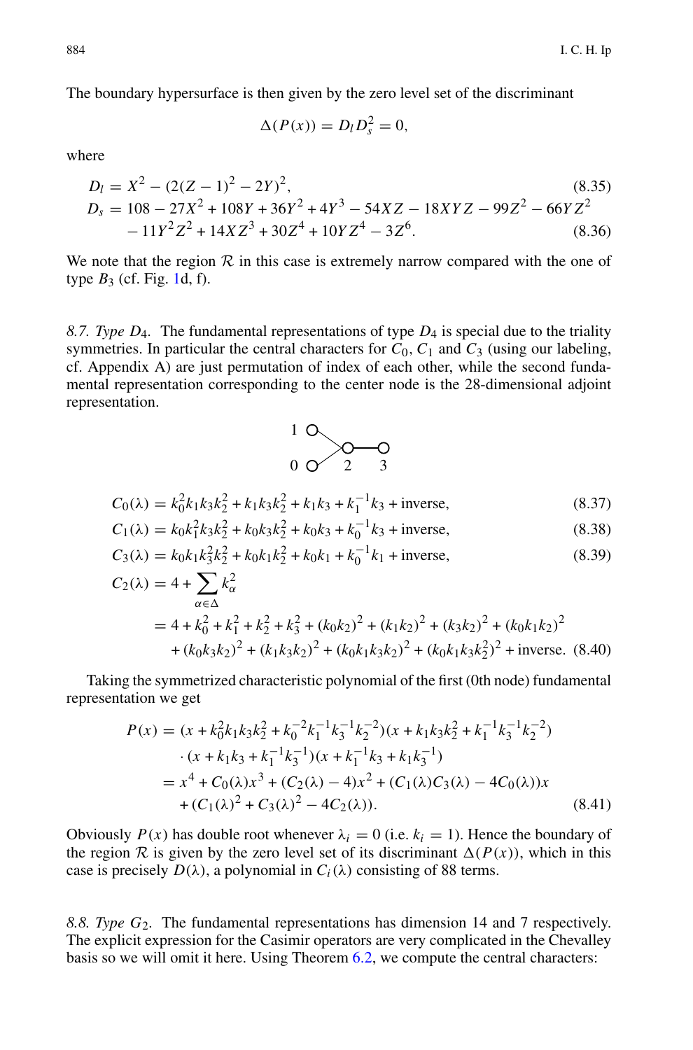The boundary hypersurface is then given by the zero level set of the discriminant

$$\Delta(P(x)) = D_l D_s^2 = 0,$$

where

$$D_l = X^2 - (2(Z-1)^2 - 2Y)^2, \tag{8.35}$$

$$D_s = 108 - 27X^2 + 108Y + 36Y^2 + 4Y^3 - 54XZ - 18XYZ - 99Z^2 - 66YZ^2 - 11Y^2Z^2 + 14XZ^3 + 30Z^4 + 10YZ^4 - 3Z^6. \tag{8.36}$$

We note that the region $\mathcal{R}$ in this case is extremely narrow compared with the one of type $B_3$ (cf. Fig. 1d, f).

*8.7. Type* $D_4$. The fundamental representations of type $D_4$ is special due to the triality symmetries. In particular the central characters for $C_0$, $C_1$ and $C_3$ (using our labeling, cf. Appendix A) are just permutation of index of each other, while the second fundamental representation corresponding to the center node is the 28-dimensional adjoint representation.

$$C_0(\lambda) = k_0^2 k_1 k_3 k_2^2 + k_1 k_3 k_2^2 + k_1 k_3 + k_1^{-1} k_3 + \text{inverse}, \tag{8.37}$$

$$C_1(\lambda) = k_0 k_1^2 k_3 k_2^2 + k_0 k_3 k_2^2 + k_0 k_3 + k_0^{-1} k_3 + \text{inverse}, \tag{8.38}$$

$$C_3(\lambda) = k_0 k_1 k_3^2 k_2^2 + k_0 k_1 k_2^2 + k_0 k_1 + k_0^{-1} k_1 + \text{inverse}, \tag{8.39}$$

$$\begin{aligned} C_2(\lambda) &= 4 + \sum_{\alpha \in \Delta} k_\alpha^2 \\ &= 4 + k_0^2 + k_1^2 + k_2^2 + k_3^2 + (k_0 k_2)^2 + (k_1 k_2)^2 + (k_3 k_2)^2 + (k_0 k_1 k_2)^2 \\ &\quad + (k_0 k_3 k_2)^2 + (k_1 k_3 k_2)^2 + (k_0 k_1 k_3 k_2)^2 + (k_0 k_1 k_3 k_2^2)^2 + \text{inverse}. \end{aligned} \tag{8.40}$$

Taking the symmetrized characteristic polynomial of the first (0th node) fundamental representation we get

$$\begin{aligned} P(x) &= (x + k_0^2 k_1 k_3 k_2^2 + k_0^{-2} k_1^{-1} k_3^{-1} k_2^{-2})(x + k_1 k_3 k_2^2 + k_1^{-1} k_3^{-1} k_2^{-2}) \\ &\quad \cdot (x + k_1 k_3 + k_1^{-1} k_3^{-1})(x + k_1^{-1} k_3 + k_1 k_3^{-1}) \\ &= x^4 + C_0(\lambda) x^3 + (C_2(\lambda) - 4) x^2 + (C_1(\lambda) C_3(\lambda) - 4 C_0(\lambda)) x \\ &\quad + (C_1(\lambda)^2 + C_3(\lambda)^2 - 4 C_2(\lambda)). \end{aligned} \tag{8.41}$$

Obviously $P(x)$ has double root whenever $\lambda_i = 0$ (i.e. $k_i = 1$). Hence the boundary of the region $\mathcal{R}$ is given by the zero level set of its discriminant $\Delta(P(x))$, which in this case is precisely $D(\lambda)$, a polynomial in $C_i(\lambda)$ consisting of 88 terms.

*8.8. Type* $G_2$. The fundamental representations has dimension 14 and 7 respectively. The explicit expression for the Casimir operators are very complicated in the Chevalley basis so we will omit it here. Using Theorem 6.2, we compute the central characters: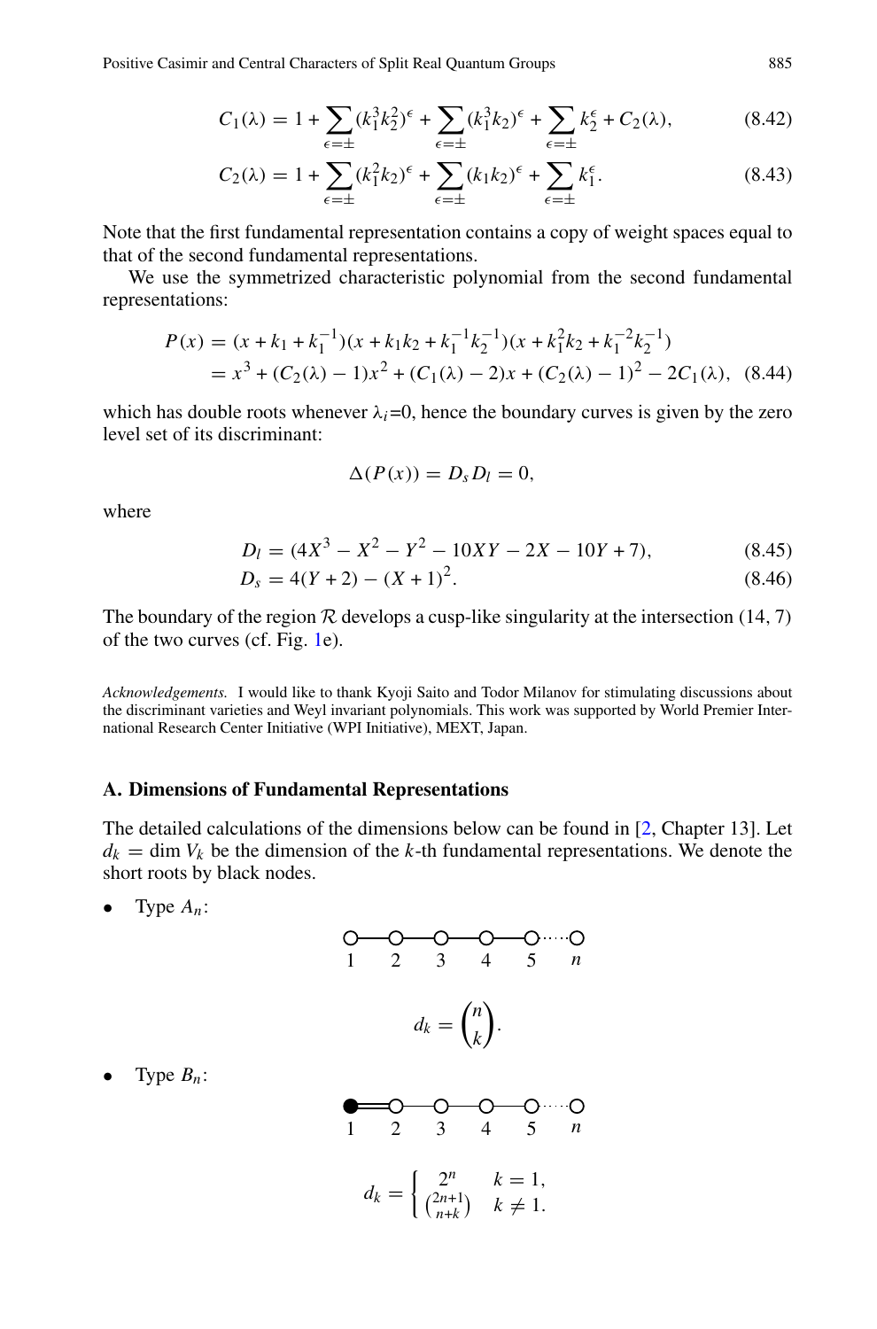$$C_1(\lambda) = 1 + \sum_{\epsilon=\pm}(k_1^3k_2^2)^\epsilon + \sum_{\epsilon=\pm}(k_1^3k_2)^\epsilon + \sum_{\epsilon=\pm}k_2^\epsilon + C_2(\lambda), \tag{8.42}$$

$$C_2(\lambda) = 1 + \sum_{\epsilon=\pm}(k_1^2k_2)^\epsilon + \sum_{\epsilon=\pm}(k_1k_2)^\epsilon + \sum_{\epsilon=\pm}k_1^\epsilon. \tag{8.43}$$

Note that the first fundamental representation contains a copy of weight spaces equal to that of the second fundamental representations.

We use the symmetrized characteristic polynomial from the second fundamental representations:

$$\begin{aligned} P(x) &= (x + k_1 + k_1^{-1})(x + k_1k_2 + k_1^{-1}k_2^{-1})(x + k_1^2k_2 + k_1^{-2}k_2^{-1}) \\ &= x^3 + (C_2(\lambda) - 1)x^2 + (C_1(\lambda) - 2)x + (C_2(\lambda) - 1)^2 - 2C_1(\lambda), \end{aligned} \tag{8.44}$$

which has double roots whenever $\lambda_i$=0, hence the boundary curves is given by the zero level set of its discriminant:

$$\Delta(P(x)) = D_s D_l = 0,$$

where

$$D_l = (4X^3 - X^2 - Y^2 - 10XY - 2X - 10Y + 7), \tag{8.45}$$

$$D_s = 4(Y + 2) - (X + 1)^2. \tag{8.46}$$

The boundary of the region $\mathcal{R}$ develops a cusp-like singularity at the intersection (14, 7) of the two curves (cf. Fig. 1e).

*Acknowledgements.* I would like to thank Kyoji Saito and Todor Milanov for stimulating discussions about the discriminant varieties and Weyl invariant polynomials. This work was supported by World Premier International Research Center Initiative (WPI Initiative), MEXT, Japan.

## A. Dimensions of Fundamental Representations

The detailed calculations of the dimensions below can be found in [2, Chapter 13]. Let $d_k = \dim V_k$ be the dimension of the $k$-th fundamental representations. We denote the short roots by black nodes.

- Type $A_n$:

  (Dynkin diagram: nodes 1 — 2 — 3 — 4 — 5 ⋯ $n$)

$$d_k = \binom{n}{k}.$$

- Type $B_n$:

  (Dynkin diagram: black node 1 = 2 — 3 — 4 — 5 ⋯ $n$)

$$d_k = \begin{cases} 2^n & k = 1, \\ \binom{2n+1}{n+k} & k \neq 1. \end{cases}$$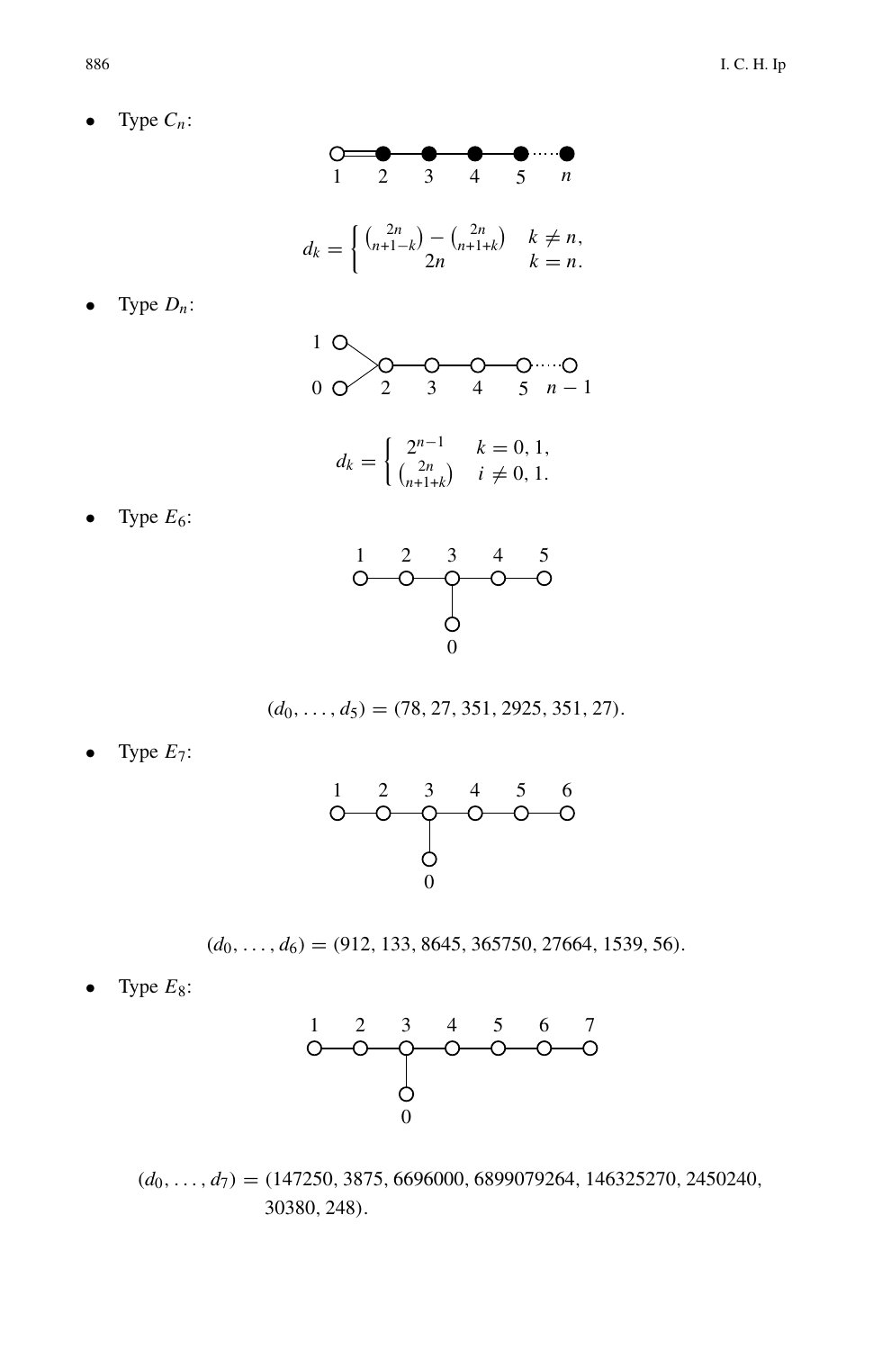- Type $C_n$:

$$d_k = \begin{cases} \binom{2n}{n+1-k} - \binom{2n}{n+1+k} & k \neq n, \\ 2n & k = n. \end{cases}$$

- Type $D_n$:

$$d_k = \begin{cases} 2^{n-1} & k = 0, 1, \\ \binom{2n}{n+1+k} & i \neq 0, 1. \end{cases}$$

- Type $E_6$:

$$(d_0, \ldots, d_5) = (78, 27, 351, 2925, 351, 27).$$

- Type $E_7$:

$$(d_0, \ldots, d_6) = (912, 133, 8645, 365750, 27664, 1539, 56).$$

- Type $E_8$:

$$(d_0, \ldots, d_7) = (147250, 3875, 6696000, 6899079264, 146325270, 2450240, 30380, 248).$$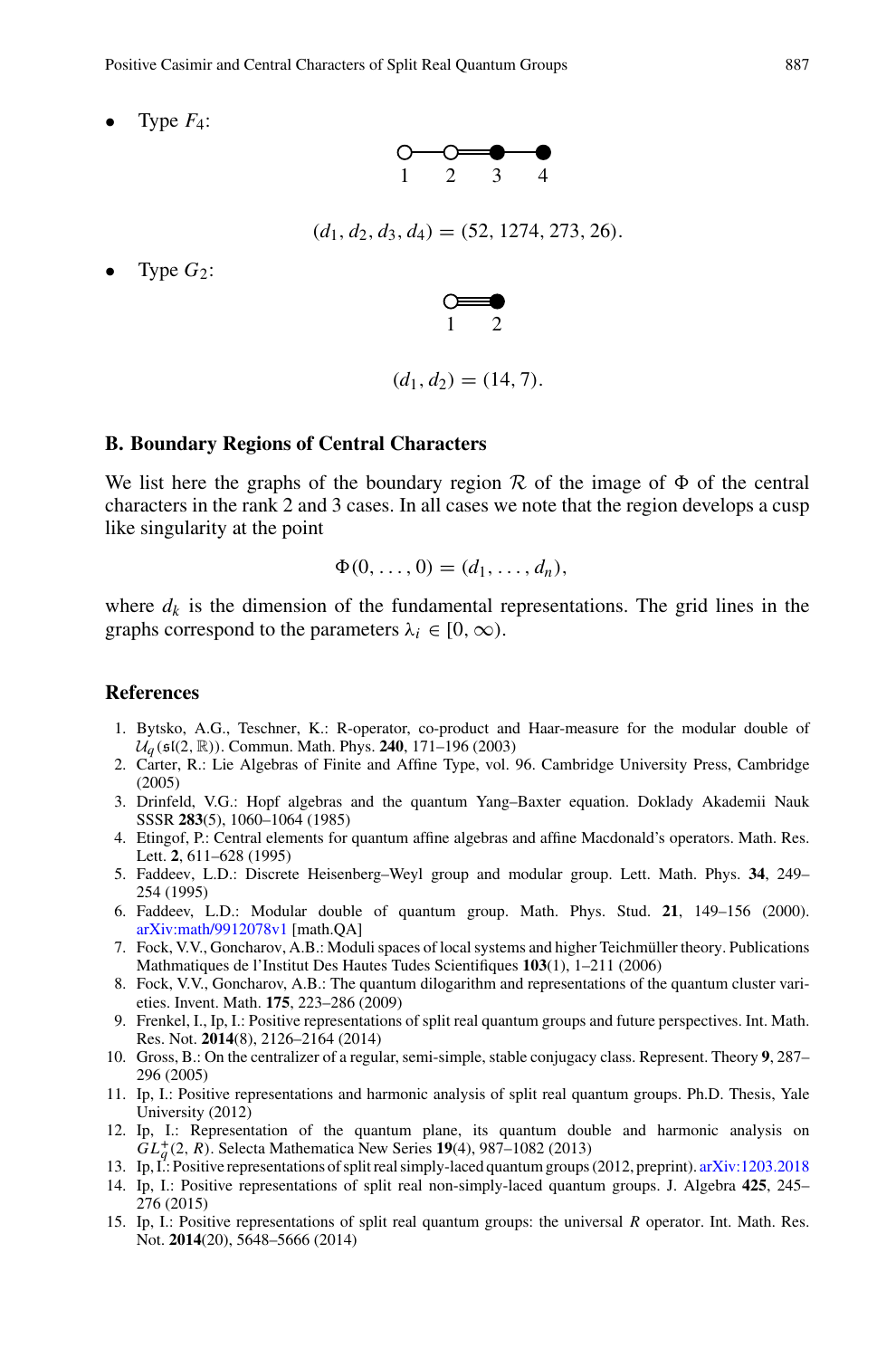- Type $F_4$:

1 2 3 4

$$(d_1, d_2, d_3, d_4) = (52, 1274, 273, 26).$$

- Type $G_2$:

1 2

$$(d_1, d_2) = (14, 7).$$

### B. Boundary Regions of Central Characters

We list here the graphs of the boundary region $\mathcal{R}$ of the image of $\Phi$ of the central characters in the rank 2 and 3 cases. In all cases we note that the region develops a cusp like singularity at the point

$$\Phi(0, \dots, 0) = (d_1, \dots, d_n),$$

where $d_k$ is the dimension of the fundamental representations. The grid lines in the graphs correspond to the parameters $\lambda_i \in [0, \infty)$.

### References

1. Bytsko, A.G., Teschner, K.: R-operator, co-product and Haar-measure for the modular double of $\mathcal{U}_q(\mathfrak{sl}(2, \mathbb{R}))$. Commun. Math. Phys. **240**, 171–196 (2003)
2. Carter, R.: Lie Algebras of Finite and Affine Type, vol. 96. Cambridge University Press, Cambridge (2005)
3. Drinfeld, V.G.: Hopf algebras and the quantum Yang–Baxter equation. Doklady Akademii Nauk SSSR **283**(5), 1060–1064 (1985)
4. Etingof, P.: Central elements for quantum affine algebras and affine Macdonald's operators. Math. Res. Lett. **2**, 611–628 (1995)
5. Faddeev, L.D.: Discrete Heisenberg–Weyl group and modular group. Lett. Math. Phys. **34**, 249–254 (1995)
6. Faddeev, L.D.: Modular double of quantum group. Math. Phys. Stud. **21**, 149–156 (2000). arXiv:math/9912078v1 [math.QA]
7. Fock, V.V., Goncharov, A.B.: Moduli spaces of local systems and higher Teichmüller theory. Publications Mathmatiques de l'Institut Des Hautes Tudes Scientifiques **103**(1), 1–211 (2006)
8. Fock, V.V., Goncharov, A.B.: The quantum dilogarithm and representations of the quantum cluster varieties. Invent. Math. **175**, 223–286 (2009)
9. Frenkel, I., Ip, I.: Positive representations of split real quantum groups and future perspectives. Int. Math. Res. Not. **2014**(8), 2126–2164 (2014)
10. Gross, B.: On the centralizer of a regular, semi-simple, stable conjugacy class. Represent. Theory **9**, 287–296 (2005)
11. Ip, I.: Positive representations and harmonic analysis of split real quantum groups. Ph.D. Thesis, Yale University (2012)
12. Ip, I.: Representation of the quantum plane, its quantum double and harmonic analysis on $GL_q^+(2, R)$. Selecta Mathematica New Series **19**(4), 987–1082 (2013)
13. Ip, I.: Positive representations of split real simply-laced quantum groups (2012, preprint). arXiv:1203.2018
14. Ip, I.: Positive representations of split real non-simply-laced quantum groups. J. Algebra **425**, 245–276 (2015)
15. Ip, I.: Positive representations of split real quantum groups: the universal $R$ operator. Int. Math. Res. Not. **2014**(20), 5648–5666 (2014)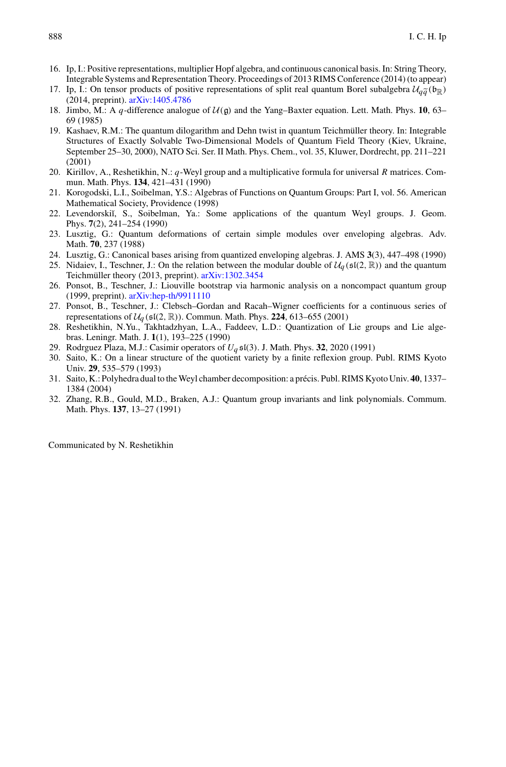16. Ip, I.: Positive representations, multiplier Hopf algebra, and continuous canonical basis. In: String Theory, Integrable Systems and Representation Theory. Proceedings of 2013 RIMS Conference (2014) (to appear)
17. Ip, I.: On tensor products of positive representations of split real quantum Borel subalgebra $\mathcal{U}_{q\widetilde{q}}(\mathfrak{b}_{\mathbb{R}})$ (2014, preprint). arXiv:1405.4786
18. Jimbo, M.: A $q$-difference analogue of $\mathcal{U}(\mathfrak{g})$ and the Yang–Baxter equation. Lett. Math. Phys. **10**, 63–69 (1985)
19. Kashaev, R.M.: The quantum dilogarithm and Dehn twist in quantum Teichmüller theory. In: Integrable Structures of Exactly Solvable Two-Dimensional Models of Quantum Field Theory (Kiev, Ukraine, September 25–30, 2000), NATO Sci. Ser. II Math. Phys. Chem., vol. 35, Kluwer, Dordrecht, pp. 211–221 (2001)
20. Kirillov, A., Reshetikhin, N.: $q$-Weyl group and a multiplicative formula for universal $R$ matrices. Commun. Math. Phys. **134**, 421–431 (1990)
21. Korogodski, L.I., Soibelman, Y.S.: Algebras of Functions on Quantum Groups: Part I, vol. 56. American Mathematical Society, Providence (1998)
22. Levendorskiĭ, S., Soibelman, Ya.: Some applications of the quantum Weyl groups. J. Geom. Phys. **7**(2), 241–254 (1990)
23. Lusztig, G.: Quantum deformations of certain simple modules over enveloping algebras. Adv. Math. **70**, 237 (1988)
24. Lusztig, G.: Canonical bases arising from quantized enveloping algebras. J. AMS **3**(3), 447–498 (1990)
25. Nidaiev, I., Teschner, J.: On the relation between the modular double of $\mathcal{U}_q(\mathfrak{sl}(2,\mathbb{R}))$ and the quantum Teichmüller theory (2013, preprint). arXiv:1302.3454
26. Ponsot, B., Teschner, J.: Liouville bootstrap via harmonic analysis on a noncompact quantum group (1999, preprint). arXiv:hep-th/9911110
27. Ponsot, B., Teschner, J.: Clebsch–Gordan and Racah–Wigner coefficients for a continuous series of representations of $\mathcal{U}_q(\mathfrak{sl}(2,\mathbb{R}))$. Commun. Math. Phys. **224**, 613–655 (2001)
28. Reshetikhin, N.Yu., Takhtadzhyan, L.A., Faddeev, L.D.: Quantization of Lie groups and Lie algebras. Leningr. Math. J. **1**(1), 193–225 (1990)
29. Rodrguez Plaza, M.J.: Casimir operators of $U_q\mathfrak{sl}(3)$. J. Math. Phys. **32**, 2020 (1991)
30. Saito, K.: On a linear structure of the quotient variety by a finite reflexion group. Publ. RIMS Kyoto Univ. **29**, 535–579 (1993)
31. Saito, K.: Polyhedra dual to the Weyl chamber decomposition: a précis. Publ. RIMS Kyoto Univ. **40**, 1337–1384 (2004)
32. Zhang, R.B., Gould, M.D., Braken, A.J.: Quantum group invariants and link polynomials. Commum. Math. Phys. **137**, 13–27 (1991)

Communicated by N. Reshetikhin